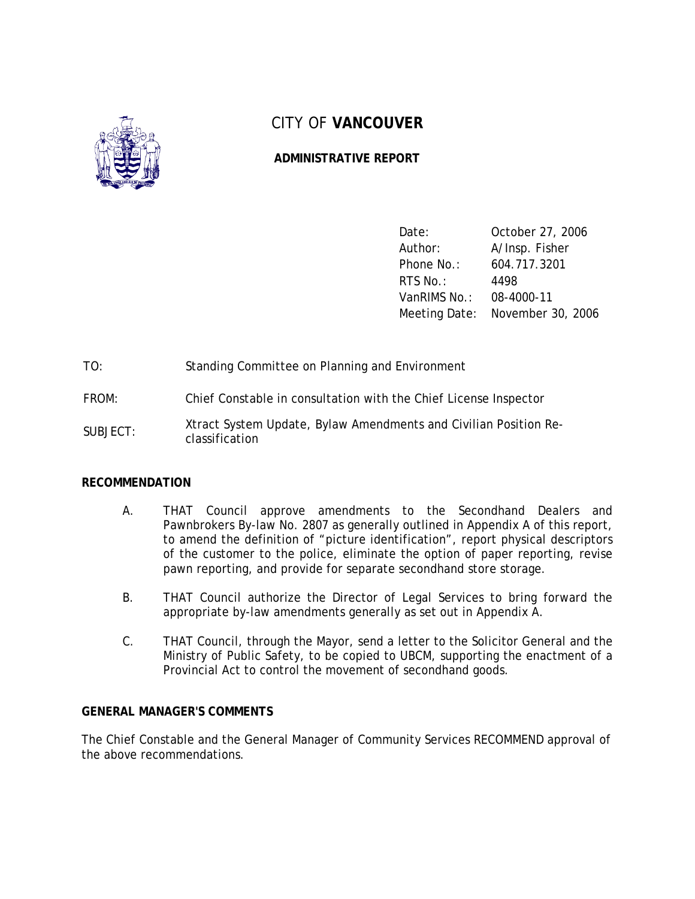# CITY OF **VANCOUVER**

## ADMINISTRATIVE REPORT

| | |
|---|---|
| Date: | October 27, 2006 |
| Author: | A/Insp. Fisher |
| Phone No.: | 604.717.3201 |
| RTS No.: | 4498 |
| VanRIMS No.: | 08-4000-11 |
| Meeting Date: | November 30, 2006 |

TO: Standing Committee on Planning and Environment

FROM: Chief Constable in consultation with the Chief License Inspector

SUBJECT: Xtract System Update, Bylaw Amendments and Civilian Position Re-classification

### RECOMMENDATION

A. THAT Council approve amendments to the Secondhand Dealers and Pawnbrokers By-law No. 2807 as generally outlined in Appendix A of this report, to amend the definition of "picture identification", report physical descriptors of the customer to the police, eliminate the option of paper reporting, revise pawn reporting, and provide for separate secondhand store storage.

B. THAT Council authorize the Director of Legal Services to bring forward the appropriate by-law amendments generally as set out in Appendix A.

C. THAT Council, through the Mayor, send a letter to the Solicitor General and the Ministry of Public Safety, to be copied to UBCM, supporting the enactment of a Provincial Act to control the movement of secondhand goods.

### GENERAL MANAGER'S COMMENTS

The Chief Constable and the General Manager of Community Services RECOMMEND approval of the above recommendations.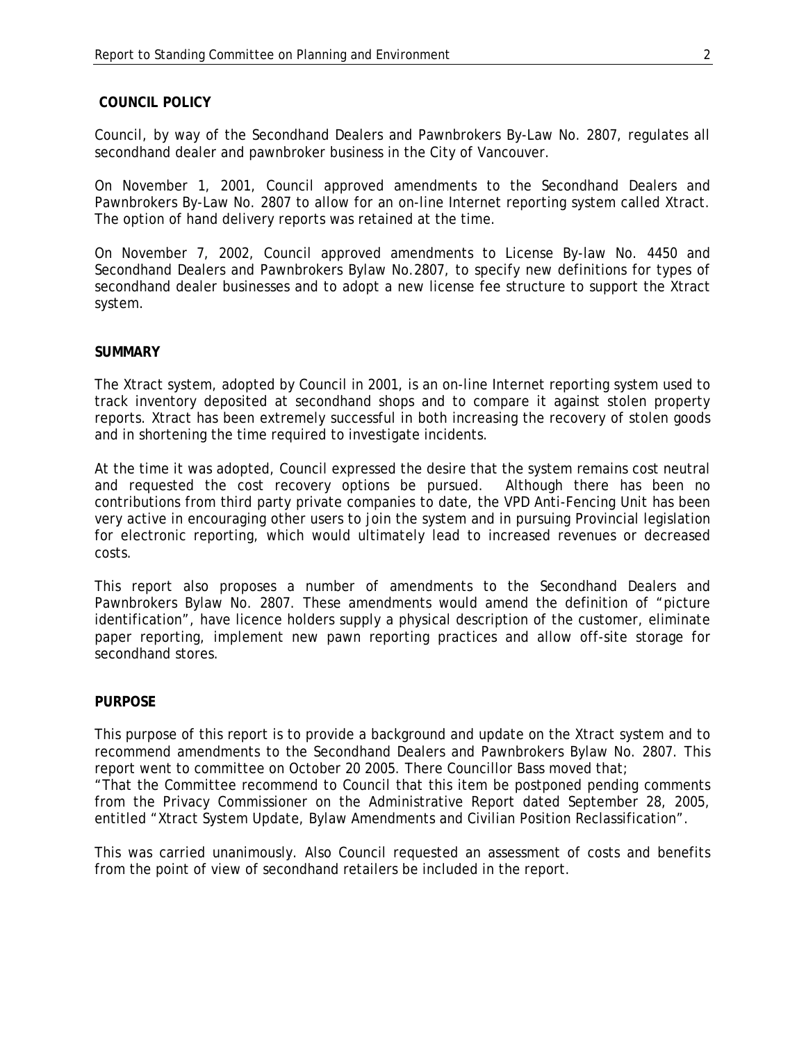## COUNCIL POLICY

Council, by way of the Secondhand Dealers and Pawnbrokers By-Law No. 2807, regulates all secondhand dealer and pawnbroker business in the City of Vancouver.

On November 1, 2001, Council approved amendments to the Secondhand Dealers and Pawnbrokers By-Law No. 2807 to allow for an on-line Internet reporting system called Xtract. The option of hand delivery reports was retained at the time.

On November 7, 2002, Council approved amendments to License By-law No. 4450 and Secondhand Dealers and Pawnbrokers Bylaw No.2807, to specify new definitions for types of secondhand dealer businesses and to adopt a new license fee structure to support the Xtract system.

## SUMMARY

The Xtract system, adopted by Council in 2001, is an on-line Internet reporting system used to track inventory deposited at secondhand shops and to compare it against stolen property reports. Xtract has been extremely successful in both increasing the recovery of stolen goods and in shortening the time required to investigate incidents.

At the time it was adopted, Council expressed the desire that the system remains cost neutral and requested the cost recovery options be pursued. Although there has been no contributions from third party private companies to date, the VPD Anti-Fencing Unit has been very active in encouraging other users to join the system and in pursuing Provincial legislation for electronic reporting, which would ultimately lead to increased revenues or decreased costs.

This report also proposes a number of amendments to the Secondhand Dealers and Pawnbrokers Bylaw No. 2807. These amendments would amend the definition of "picture identification", have licence holders supply a physical description of the customer, eliminate paper reporting, implement new pawn reporting practices and allow off-site storage for secondhand stores.

## PURPOSE

This purpose of this report is to provide a background and update on the Xtract system and to recommend amendments to the Secondhand Dealers and Pawnbrokers Bylaw No. 2807. This report went to committee on October 20 2005. There Councillor Bass moved that;
"That the Committee recommend to Council that this item be postponed pending comments from the Privacy Commissioner on the Administrative Report dated September 28, 2005, entitled "Xtract System Update, Bylaw Amendments and Civilian Position Reclassification".

This was carried unanimously. Also Council requested an assessment of costs and benefits from the point of view of secondhand retailers be included in the report.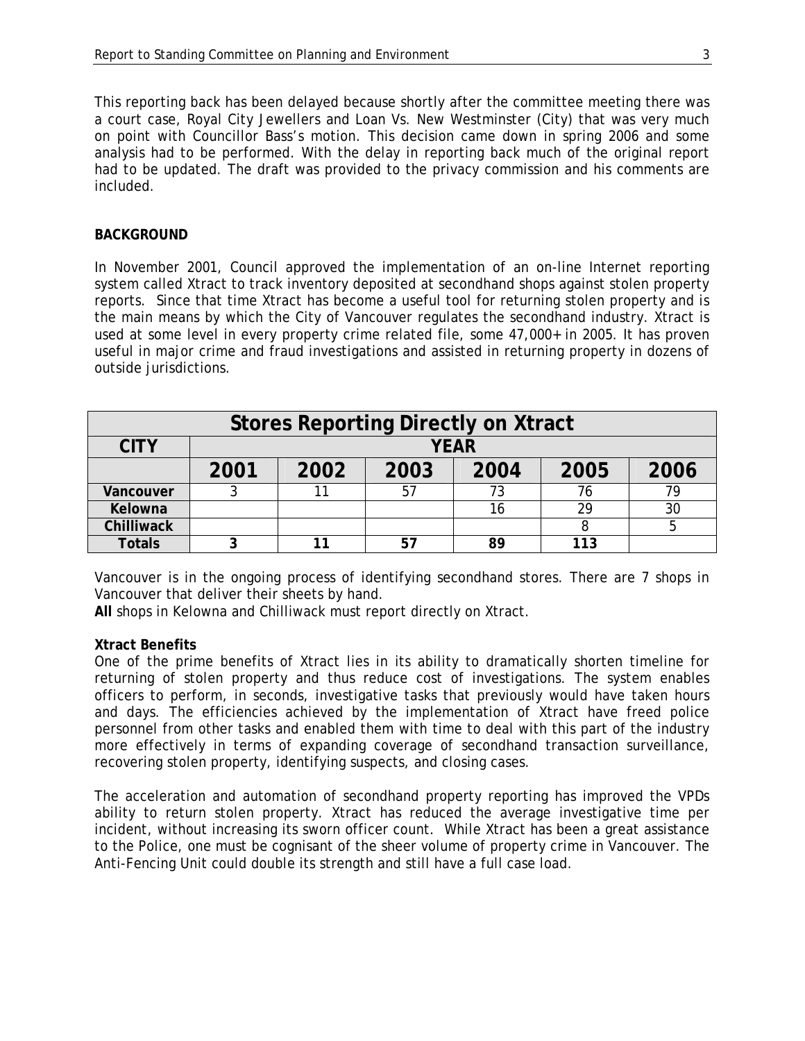This reporting back has been delayed because shortly after the committee meeting there was a court case, Royal City Jewellers and Loan Vs. New Westminster (City) that was very much on point with Councillor Bass's motion. This decision came down in spring 2006 and some analysis had to be performed. With the delay in reporting back much of the original report had to be updated. The draft was provided to the privacy commission and his comments are included.

**BACKGROUND**

In November 2001, Council approved the implementation of an on-line Internet reporting system called Xtract to track inventory deposited at secondhand shops against stolen property reports. Since that time Xtract has become a useful tool for returning stolen property and is the main means by which the City of Vancouver regulates the secondhand industry. Xtract is used at some level in every property crime related file, some 47,000+ in 2005. It has proven useful in major crime and fraud investigations and assisted in returning property in dozens of outside jurisdictions.

| Stores Reporting Directly on Xtract | | | | | | |
|---|---|---|---|---|---|---|
| **CITY** | **YEAR** | | | | | |
| | **2001** | **2002** | **2003** | **2004** | **2005** | **2006** |
| **Vancouver** | 3 | 11 | 57 | 73 | 76 | 79 |
| **Kelowna** | | | | 16 | 29 | 30 |
| **Chilliwack** | | | | | 8 | 5 |
| **Totals** | **3** | **11** | **57** | **89** | **113** | |

Vancouver is in the ongoing process of identifying secondhand stores. There are 7 shops in Vancouver that deliver their sheets by hand.
**All** shops in Kelowna and Chilliwack must report directly on Xtract.

**Xtract Benefits**
One of the prime benefits of Xtract lies in its ability to dramatically shorten timeline for returning of stolen property and thus reduce cost of investigations. The system enables officers to perform, in seconds, investigative tasks that previously would have taken hours and days. The efficiencies achieved by the implementation of Xtract have freed police personnel from other tasks and enabled them with time to deal with this part of the industry more effectively in terms of expanding coverage of secondhand transaction surveillance, recovering stolen property, identifying suspects, and closing cases.

The acceleration and automation of secondhand property reporting has improved the VPDs ability to return stolen property. Xtract has reduced the average investigative time per incident, without increasing its sworn officer count. While Xtract has been a great assistance to the Police, one must be cognisant of the sheer volume of property crime in Vancouver. The Anti-Fencing Unit could double its strength and still have a full case load.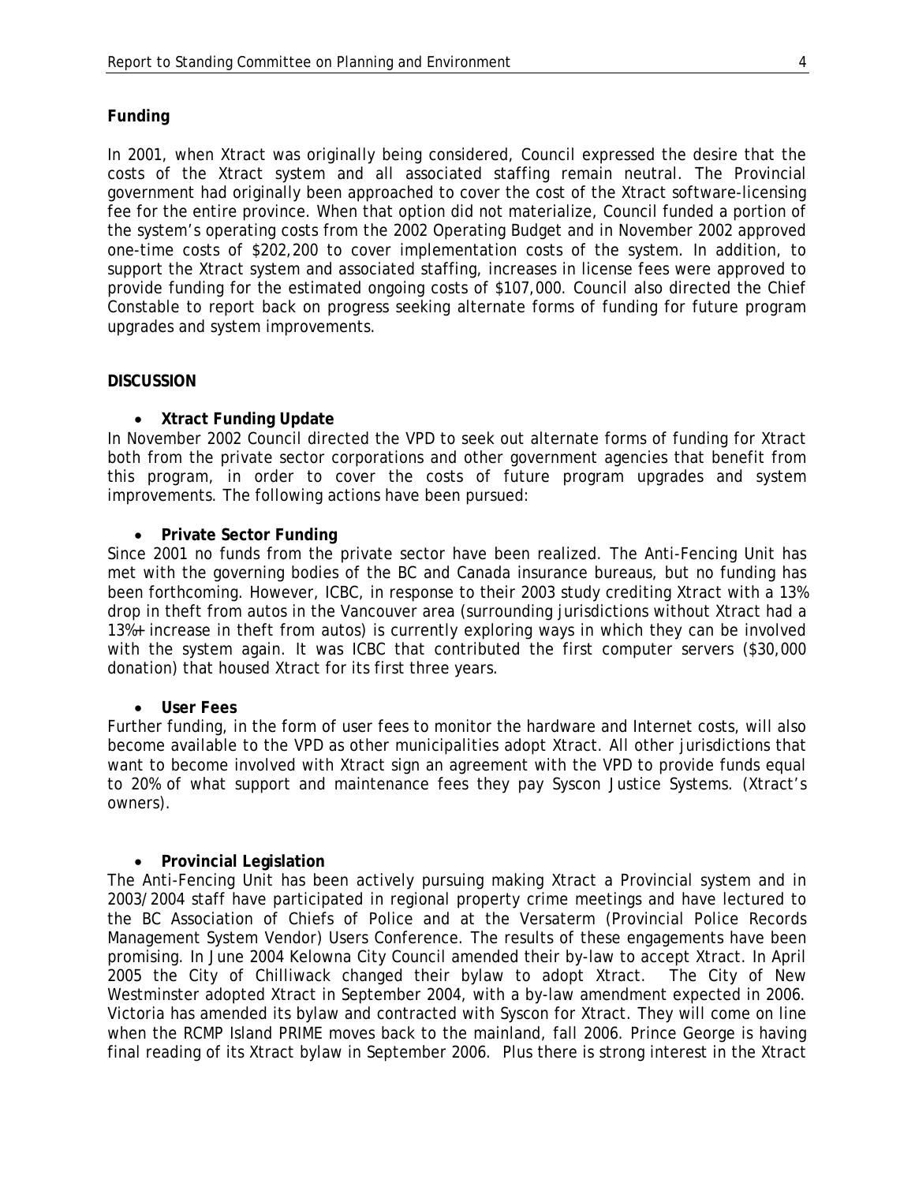**Funding**

In 2001, when Xtract was originally being considered, Council expressed the desire that the costs of the Xtract system and all associated staffing remain neutral. The Provincial government had originally been approached to cover the cost of the Xtract software-licensing fee for the entire province. When that option did not materialize, Council funded a portion of the system's operating costs from the 2002 Operating Budget and in November 2002 approved one-time costs of $202,200 to cover implementation costs of the system. In addition, to support the Xtract system and associated staffing, increases in license fees were approved to provide funding for the estimated ongoing costs of $107,000. Council also directed the Chief Constable to report back on progress seeking alternate forms of funding for future program upgrades and system improvements.

**DISCUSSION**

- **Xtract Funding Update**

In November 2002 Council directed the VPD to seek out alternate forms of funding for Xtract both from the private sector corporations and other government agencies that benefit from this program, in order to cover the costs of future program upgrades and system improvements. The following actions have been pursued:

- **Private Sector Funding**

Since 2001 no funds from the private sector have been realized. The Anti-Fencing Unit has met with the governing bodies of the BC and Canada insurance bureaus, but no funding has been forthcoming. However, ICBC, in response to their 2003 study crediting Xtract with a 13% drop in theft from autos in the Vancouver area (surrounding jurisdictions without Xtract had a 13%+ increase in theft from autos) is currently exploring ways in which they can be involved with the system again. It was ICBC that contributed the first computer servers ($30,000 donation) that housed Xtract for its first three years.

- **User Fees**

Further funding, in the form of user fees to monitor the hardware and Internet costs, will also become available to the VPD as other municipalities adopt Xtract. All other jurisdictions that want to become involved with Xtract sign an agreement with the VPD to provide funds equal to 20% of what support and maintenance fees they pay Syscon Justice Systems. (Xtract's owners).

- **Provincial Legislation**

The Anti-Fencing Unit has been actively pursuing making Xtract a Provincial system and in 2003/2004 staff have participated in regional property crime meetings and have lectured to the BC Association of Chiefs of Police and at the Versaterm (Provincial Police Records Management System Vendor) Users Conference. The results of these engagements have been promising. In June 2004 Kelowna City Council amended their by-law to accept Xtract. In April 2005 the City of Chilliwack changed their bylaw to adopt Xtract. The City of New Westminster adopted Xtract in September 2004, with a by-law amendment expected in 2006. Victoria has amended its bylaw and contracted with Syscon for Xtract. They will come on line when the RCMP Island PRIME moves back to the mainland, fall 2006. Prince George is having final reading of its Xtract bylaw in September 2006. Plus there is strong interest in the Xtract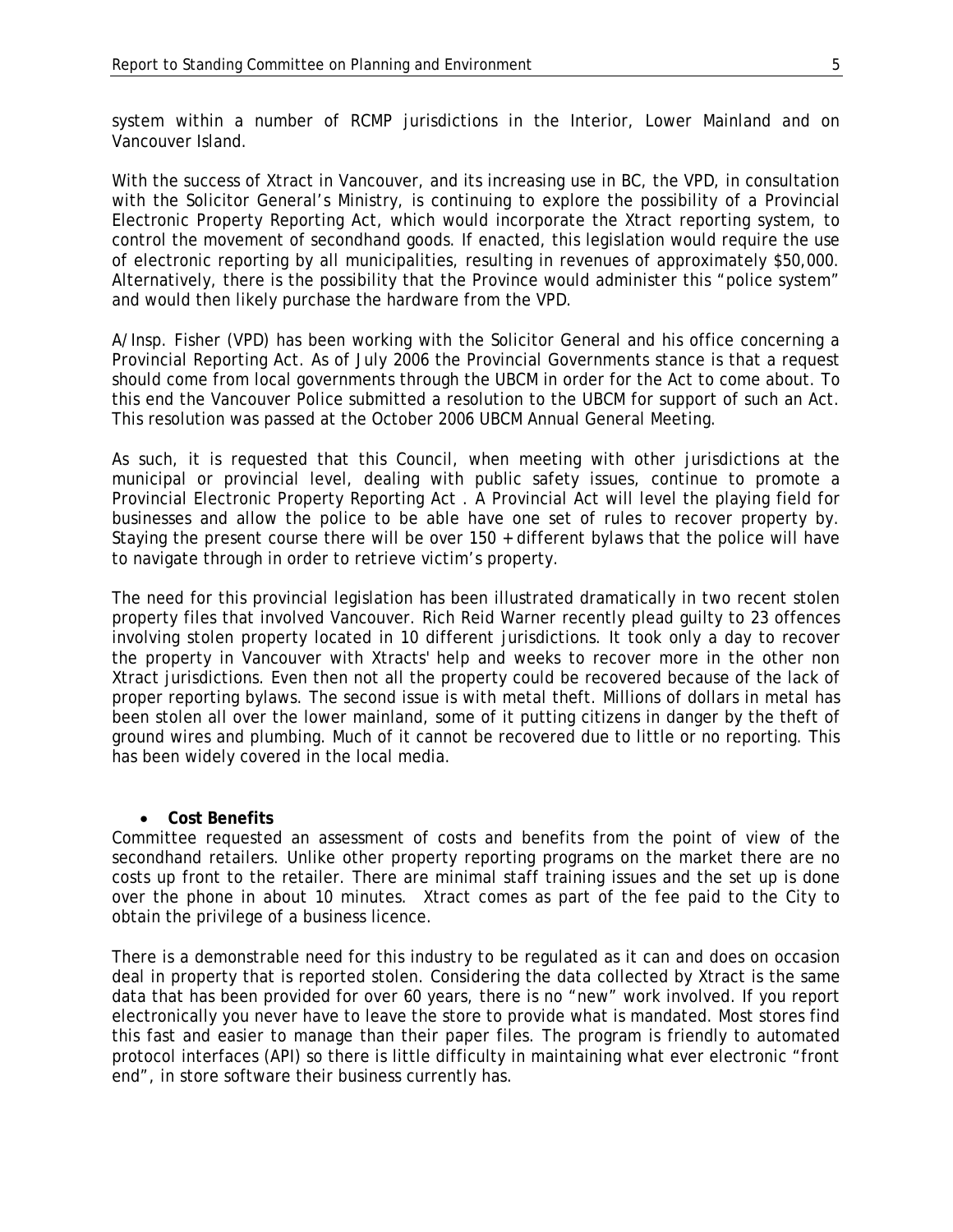system within a number of RCMP jurisdictions in the Interior, Lower Mainland and on Vancouver Island.

With the success of Xtract in Vancouver, and its increasing use in BC, the VPD, in consultation with the Solicitor General's Ministry, is continuing to explore the possibility of a Provincial Electronic Property Reporting Act, which would incorporate the Xtract reporting system, to control the movement of secondhand goods. If enacted, this legislation would require the use of electronic reporting by all municipalities, resulting in revenues of approximately $50,000. Alternatively, there is the possibility that the Province would administer this "police system" and would then likely purchase the hardware from the VPD.

A/Insp. Fisher (VPD) has been working with the Solicitor General and his office concerning a Provincial Reporting Act. As of July 2006 the Provincial Governments stance is that a request should come from local governments through the UBCM in order for the Act to come about. To this end the Vancouver Police submitted a resolution to the UBCM for support of such an Act. This resolution was passed at the October 2006 UBCM Annual General Meeting.

As such, it is requested that this Council, when meeting with other jurisdictions at the municipal or provincial level, dealing with public safety issues, continue to promote a Provincial Electronic Property Reporting Act . A Provincial Act will level the playing field for businesses and allow the police to be able have one set of rules to recover property by. Staying the present course there will be over 150 + different bylaws that the police will have to navigate through in order to retrieve victim's property.

The need for this provincial legislation has been illustrated dramatically in two recent stolen property files that involved Vancouver. Rich Reid Warner recently plead guilty to 23 offences involving stolen property located in 10 different jurisdictions. It took only a day to recover the property in Vancouver with Xtracts' help and weeks to recover more in the other non Xtract jurisdictions. Even then not all the property could be recovered because of the lack of proper reporting bylaws. The second issue is with metal theft. Millions of dollars in metal has been stolen all over the lower mainland, some of it putting citizens in danger by the theft of ground wires and plumbing. Much of it cannot be recovered due to little or no reporting. This has been widely covered in the local media.

- **Cost Benefits**

Committee requested an assessment of costs and benefits from the point of view of the secondhand retailers. Unlike other property reporting programs on the market there are no costs up front to the retailer. There are minimal staff training issues and the set up is done over the phone in about 10 minutes. Xtract comes as part of the fee paid to the City to obtain the privilege of a business licence.

There is a demonstrable need for this industry to be regulated as it can and does on occasion deal in property that is reported stolen. Considering the data collected by Xtract is the same data that has been provided for over 60 years, there is no "new" work involved. If you report electronically you never have to leave the store to provide what is mandated. Most stores find this fast and easier to manage than their paper files. The program is friendly to automated protocol interfaces (API) so there is little difficulty in maintaining what ever electronic "front end", in store software their business currently has.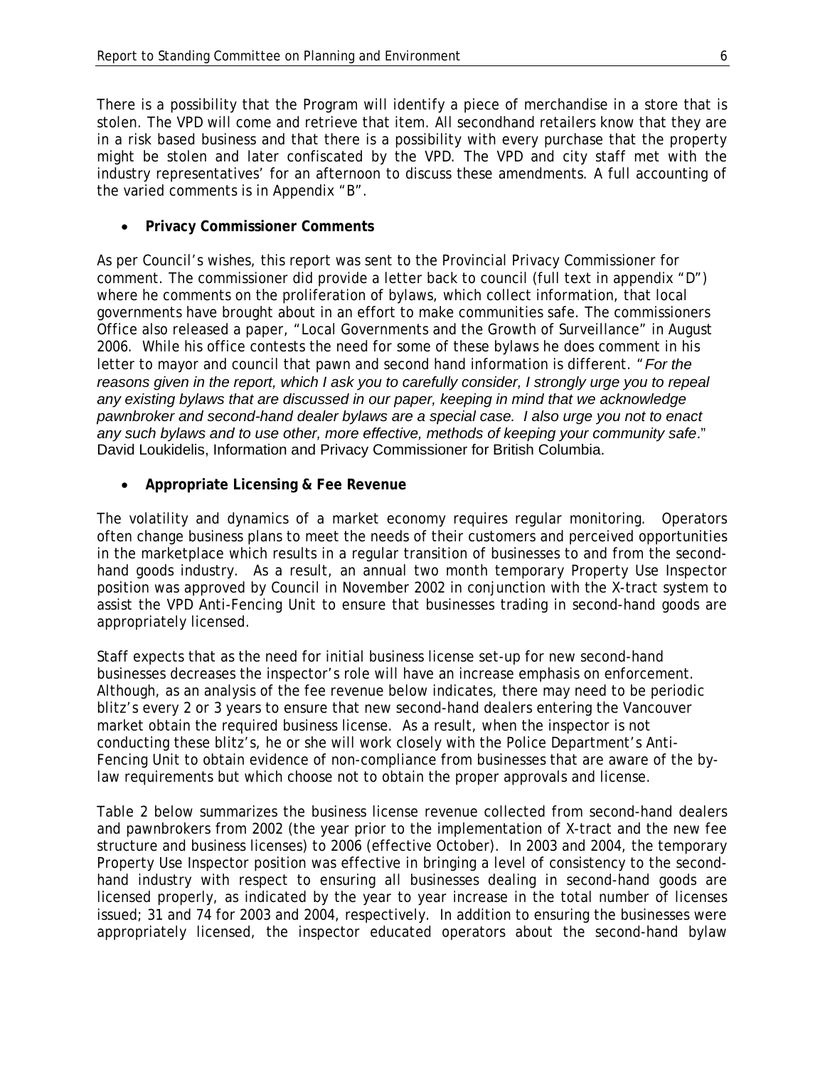There is a possibility that the Program will identify a piece of merchandise in a store that is stolen. The VPD will come and retrieve that item. All secondhand retailers know that they are in a risk based business and that there is a possibility with every purchase that the property might be stolen and later confiscated by the VPD. The VPD and city staff met with the industry representatives' for an afternoon to discuss these amendments. A full accounting of the varied comments is in Appendix "B".

- **Privacy Commissioner Comments**

As per Council's wishes, this report was sent to the Provincial Privacy Commissioner for comment. The commissioner did provide a letter back to council (full text in appendix "D") where he comments on the proliferation of bylaws, which collect information, that local governments have brought about in an effort to make communities safe. The commissioners Office also released a paper, "Local Governments and the Growth of Surveillance" in August 2006. While his office contests the need for some of these bylaws he does comment in his letter to mayor and council that pawn and second hand information is different. "*For the reasons given in the report, which I ask you to carefully consider, I strongly urge you to repeal any existing bylaws that are discussed in our paper, keeping in mind that we acknowledge pawnbroker and second-hand dealer bylaws are a special case. I also urge you not to enact any such bylaws and to use other, more effective, methods of keeping your community safe*." David Loukidelis, Information and Privacy Commissioner for British Columbia.

- **Appropriate Licensing & Fee Revenue**

The volatility and dynamics of a market economy requires regular monitoring. Operators often change business plans to meet the needs of their customers and perceived opportunities in the marketplace which results in a regular transition of businesses to and from the second-hand goods industry. As a result, an annual two month temporary Property Use Inspector position was approved by Council in November 2002 in conjunction with the X-tract system to assist the VPD Anti-Fencing Unit to ensure that businesses trading in second-hand goods are appropriately licensed.

Staff expects that as the need for initial business license set-up for new second-hand businesses decreases the inspector's role will have an increase emphasis on enforcement. Although, as an analysis of the fee revenue below indicates, there may need to be periodic blitz's every 2 or 3 years to ensure that new second-hand dealers entering the Vancouver market obtain the required business license. As a result, when the inspector is not conducting these blitz's, he or she will work closely with the Police Department's Anti-Fencing Unit to obtain evidence of non-compliance from businesses that are aware of the by-law requirements but which choose not to obtain the proper approvals and license.

Table 2 below summarizes the business license revenue collected from second-hand dealers and pawnbrokers from 2002 (the year prior to the implementation of X-tract and the new fee structure and business licenses) to 2006 (effective October). In 2003 and 2004, the temporary Property Use Inspector position was effective in bringing a level of consistency to the second-hand industry with respect to ensuring all businesses dealing in second-hand goods are licensed properly, as indicated by the year to year increase in the total number of licenses issued; 31 and 74 for 2003 and 2004, respectively. In addition to ensuring the businesses were appropriately licensed, the inspector educated operators about the second-hand bylaw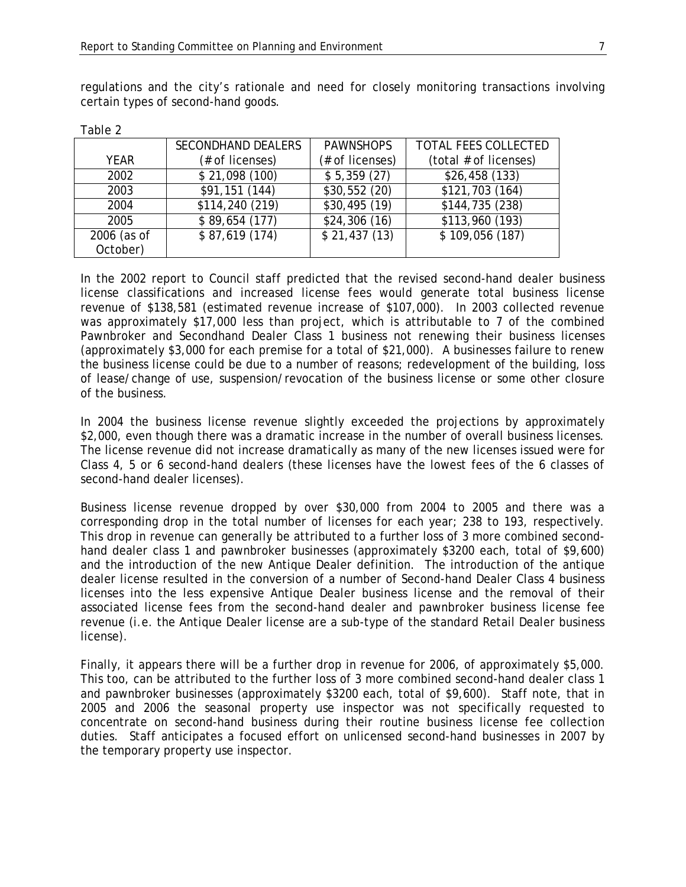regulations and the city's rationale and need for closely monitoring transactions involving certain types of second-hand goods.

Table 2

| YEAR | SECONDHAND DEALERS (# of licenses) | PAWNSHOPS (# of licenses) | TOTAL FEES COLLECTED (total # of licenses) |
|---|---|---|---|
| 2002 | $ 21,098 (100) | $ 5,359 (27) | $26,458 (133) |
| 2003 | $91,151 (144) | $30,552 (20) | $121,703 (164) |
| 2004 | $114,240 (219) | $30,495 (19) | $144,735 (238) |
| 2005 | $ 89,654 (177) | $24,306 (16) | $113,960 (193) |
| 2006 (as of October) | $ 87,619 (174) | $ 21,437 (13) | $ 109,056 (187) |

In the 2002 report to Council staff predicted that the revised second-hand dealer business license classifications and increased license fees would generate total business license revenue of $138,581 (estimated revenue increase of $107,000). In 2003 collected revenue was approximately $17,000 less than project, which is attributable to 7 of the combined Pawnbroker and Secondhand Dealer Class 1 business not renewing their business licenses (approximately $3,000 for each premise for a total of $21,000). A businesses failure to renew the business license could be due to a number of reasons; redevelopment of the building, loss of lease/change of use, suspension/revocation of the business license or some other closure of the business.

In 2004 the business license revenue slightly exceeded the projections by approximately $2,000, even though there was a dramatic increase in the number of overall business licenses. The license revenue did not increase dramatically as many of the new licenses issued were for Class 4, 5 or 6 second-hand dealers (these licenses have the lowest fees of the 6 classes of second-hand dealer licenses).

Business license revenue dropped by over $30,000 from 2004 to 2005 and there was a corresponding drop in the total number of licenses for each year; 238 to 193, respectively. This drop in revenue can generally be attributed to a further loss of 3 more combined second-hand dealer class 1 and pawnbroker businesses (approximately $3200 each, total of $9,600) and the introduction of the new Antique Dealer definition. The introduction of the antique dealer license resulted in the conversion of a number of Second-hand Dealer Class 4 business licenses into the less expensive Antique Dealer business license and the removal of their associated license fees from the second-hand dealer and pawnbroker business license fee revenue (i.e. the Antique Dealer license are a sub-type of the standard Retail Dealer business license).

Finally, it appears there will be a further drop in revenue for 2006, of approximately $5,000. This too, can be attributed to the further loss of 3 more combined second-hand dealer class 1 and pawnbroker businesses (approximately $3200 each, total of $9,600). Staff note, that in 2005 and 2006 the seasonal property use inspector was not specifically requested to concentrate on second-hand business during their routine business license fee collection duties. Staff anticipates a focused effort on unlicensed second-hand businesses in 2007 by the temporary property use inspector.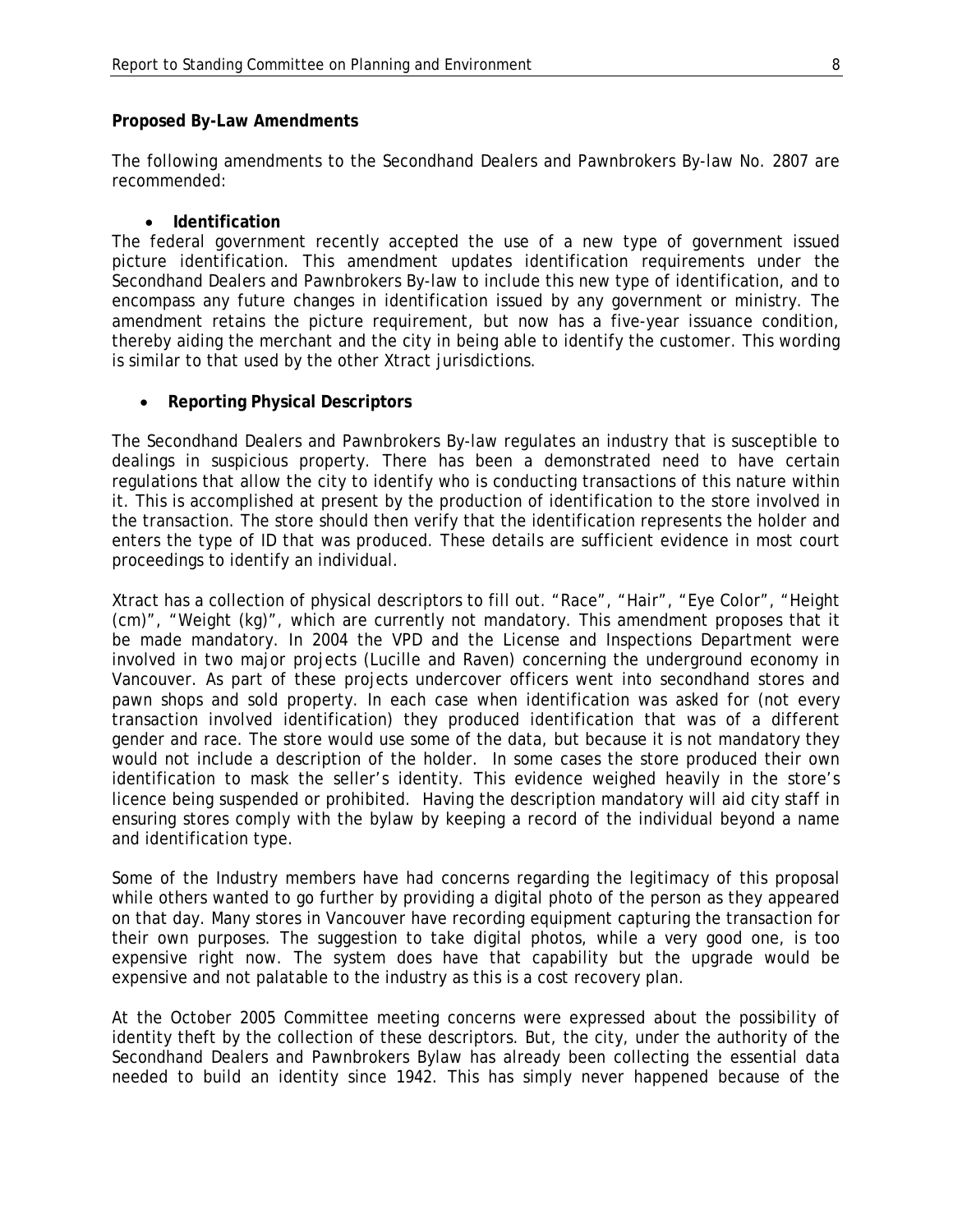**Proposed By-Law Amendments**

The following amendments to the Secondhand Dealers and Pawnbrokers By-law No. 2807 are recommended:

- **Identification**

The federal government recently accepted the use of a new type of government issued picture identification. This amendment updates identification requirements under the Secondhand Dealers and Pawnbrokers By-law to include this new type of identification, and to encompass any future changes in identification issued by any government or ministry. The amendment retains the picture requirement, but now has a five-year issuance condition, thereby aiding the merchant and the city in being able to identify the customer. This wording is similar to that used by the other Xtract jurisdictions.

- **Reporting Physical Descriptors**

The Secondhand Dealers and Pawnbrokers By-law regulates an industry that is susceptible to dealings in suspicious property. There has been a demonstrated need to have certain regulations that allow the city to identify who is conducting transactions of this nature within it. This is accomplished at present by the production of identification to the store involved in the transaction. The store should then verify that the identification represents the holder and enters the type of ID that was produced. These details are sufficient evidence in most court proceedings to identify an individual.

Xtract has a collection of physical descriptors to fill out. "Race", "Hair", "Eye Color", "Height (cm)", "Weight (kg)", which are currently not mandatory. This amendment proposes that it be made mandatory. In 2004 the VPD and the License and Inspections Department were involved in two major projects (Lucille and Raven) concerning the underground economy in Vancouver. As part of these projects undercover officers went into secondhand stores and pawn shops and sold property. In each case when identification was asked for (not every transaction involved identification) they produced identification that was of a different gender and race. The store would use some of the data, but because it is not mandatory they would not include a description of the holder. In some cases the store produced their own identification to mask the seller's identity. This evidence weighed heavily in the store's licence being suspended or prohibited. Having the description mandatory will aid city staff in ensuring stores comply with the bylaw by keeping a record of the individual beyond a name and identification type.

Some of the Industry members have had concerns regarding the legitimacy of this proposal while others wanted to go further by providing a digital photo of the person as they appeared on that day. Many stores in Vancouver have recording equipment capturing the transaction for their own purposes. The suggestion to take digital photos, while a very good one, is too expensive right now. The system does have that capability but the upgrade would be expensive and not palatable to the industry as this is a cost recovery plan.

At the October 2005 Committee meeting concerns were expressed about the possibility of identity theft by the collection of these descriptors. But, the city, under the authority of the Secondhand Dealers and Pawnbrokers Bylaw has already been collecting the essential data needed to build an identity since 1942. This has simply never happened because of the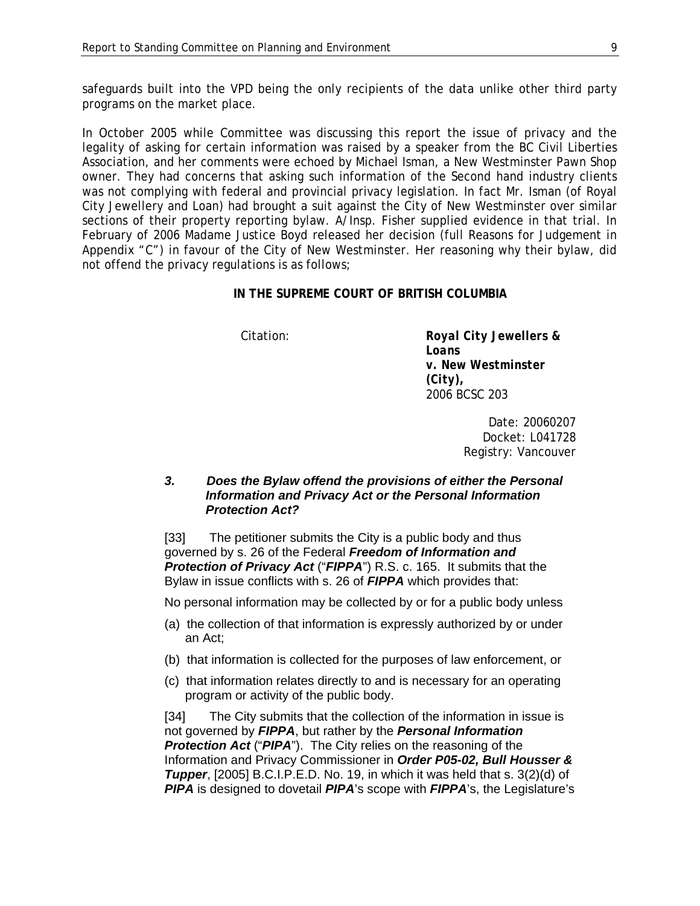safeguards built into the VPD being the only recipients of the data unlike other third party programs on the market place.

In October 2005 while Committee was discussing this report the issue of privacy and the legality of asking for certain information was raised by a speaker from the BC Civil Liberties Association, and her comments were echoed by Michael Isman, a New Westminster Pawn Shop owner. They had concerns that asking such information of the Second hand industry clients was not complying with federal and provincial privacy legislation. In fact Mr. Isman (of Royal City Jewellery and Loan) had brought a suit against the City of New Westminster over similar sections of their property reporting bylaw. A/Insp. Fisher supplied evidence in that trial. In February of 2006 Madame Justice Boyd released her decision (full Reasons for Judgement in Appendix "C") in favour of the City of New Westminster. Her reasoning why their bylaw, did not offend the privacy regulations is as follows;

**IN THE SUPREME COURT OF BRITISH COLUMBIA**

| | |
|---|---|
| Citation: | **Royal City Jewellers & Loans v. New Westminster (City),** 2006 BCSC 203 |
| | Date: 20060207 |
| | Docket: L041728 |
| | Registry: Vancouver |

***3. Does the Bylaw offend the provisions of either the Personal Information and Privacy Act or the Personal Information Protection Act?***

[33] The petitioner submits the City is a public body and thus governed by s. 26 of the Federal ***Freedom of Information and Protection of Privacy Act*** ("***FIPPA***") R.S. c. 165. It submits that the Bylaw in issue conflicts with s. 26 of ***FIPPA*** which provides that:

No personal information may be collected by or for a public body unless

(a) the collection of that information is expressly authorized by or under an Act;

(b) that information is collected for the purposes of law enforcement, or

(c) that information relates directly to and is necessary for an operating program or activity of the public body.

[34] The City submits that the collection of the information in issue is not governed by ***FIPPA***, but rather by the ***Personal Information Protection Act*** ("***PIPA***"). The City relies on the reasoning of the Information and Privacy Commissioner in ***Order P05-02, Bull Housser & Tupper***, [2005] B.C.I.P.E.D. No. 19, in which it was held that s. 3(2)(d) of ***PIPA*** is designed to dovetail ***PIPA***'s scope with ***FIPPA***'s, the Legislature's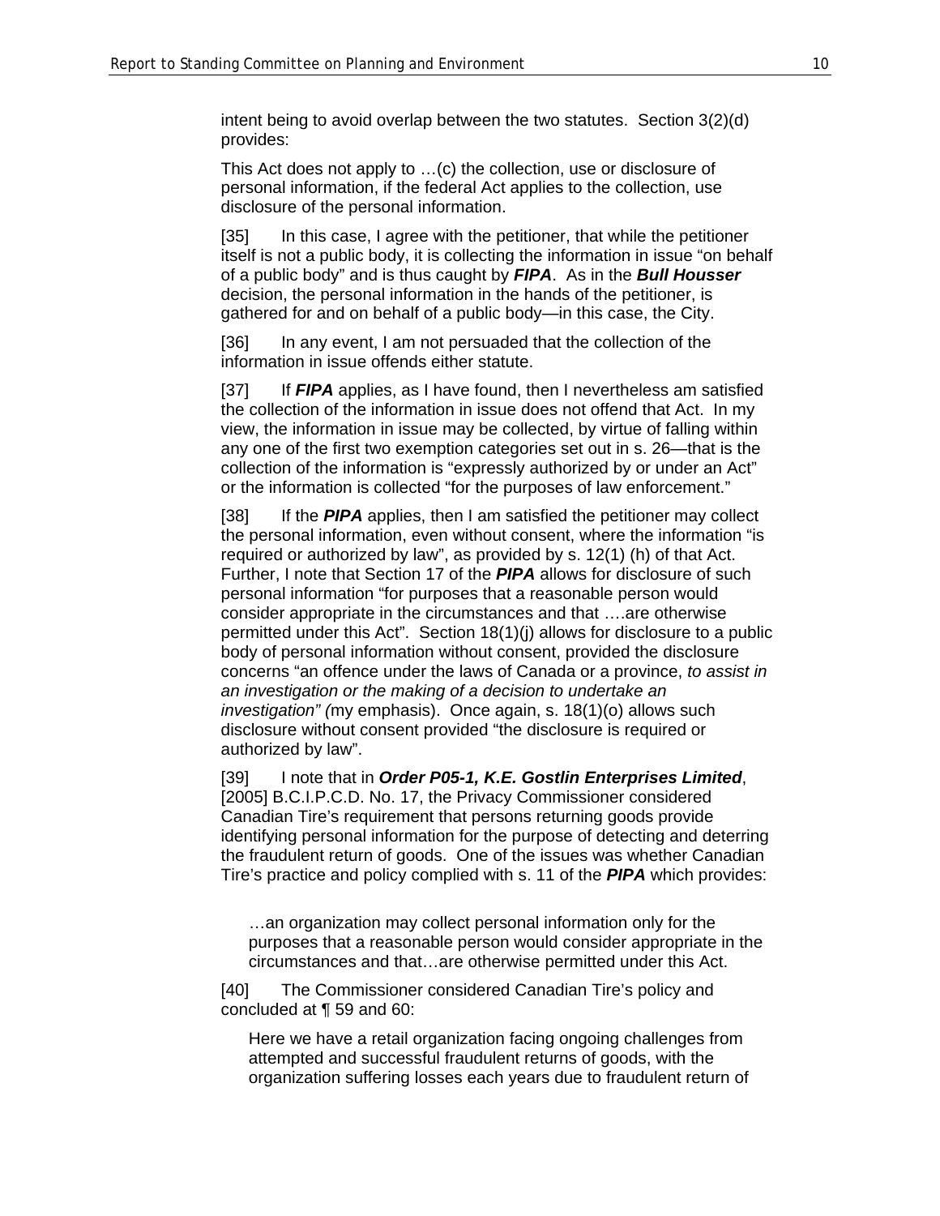intent being to avoid overlap between the two statutes. Section 3(2)(d) provides:

This Act does not apply to …(c) the collection, use or disclosure of personal information, if the federal Act applies to the collection, use disclosure of the personal information.

[35] In this case, I agree with the petitioner, that while the petitioner itself is not a public body, it is collecting the information in issue "on behalf of a public body" and is thus caught by ***FIPA***. As in the ***Bull Housser*** decision, the personal information in the hands of the petitioner, is gathered for and on behalf of a public body—in this case, the City.

[36] In any event, I am not persuaded that the collection of the information in issue offends either statute.

[37] If ***FIPA*** applies, as I have found, then I nevertheless am satisfied the collection of the information in issue does not offend that Act. In my view, the information in issue may be collected, by virtue of falling within any one of the first two exemption categories set out in s. 26—that is the collection of the information is "expressly authorized by or under an Act" or the information is collected "for the purposes of law enforcement."

[38] If the ***PIPA*** applies, then I am satisfied the petitioner may collect the personal information, even without consent, where the information "is required or authorized by law", as provided by s. 12(1) (h) of that Act. Further, I note that Section 17 of the ***PIPA*** allows for disclosure of such personal information "for purposes that a reasonable person would consider appropriate in the circumstances and that ….are otherwise permitted under this Act". Section 18(1)(j) allows for disclosure to a public body of personal information without consent, provided the disclosure concerns "an offence under the laws of Canada or a province, *to assist in an investigation or the making of a decision to undertake an investigation" (*my emphasis). Once again, s. 18(1)(o) allows such disclosure without consent provided "the disclosure is required or authorized by law".

[39] I note that in ***Order P05-1, K.E. Gostlin Enterprises Limited***, [2005] B.C.I.P.C.D. No. 17, the Privacy Commissioner considered Canadian Tire's requirement that persons returning goods provide identifying personal information for the purpose of detecting and deterring the fraudulent return of goods. One of the issues was whether Canadian Tire's practice and policy complied with s. 11 of the ***PIPA*** which provides:

> …an organization may collect personal information only for the purposes that a reasonable person would consider appropriate in the circumstances and that…are otherwise permitted under this Act.

[40] The Commissioner considered Canadian Tire's policy and concluded at ¶ 59 and 60:

> Here we have a retail organization facing ongoing challenges from attempted and successful fraudulent returns of goods, with the organization suffering losses each years due to fraudulent return of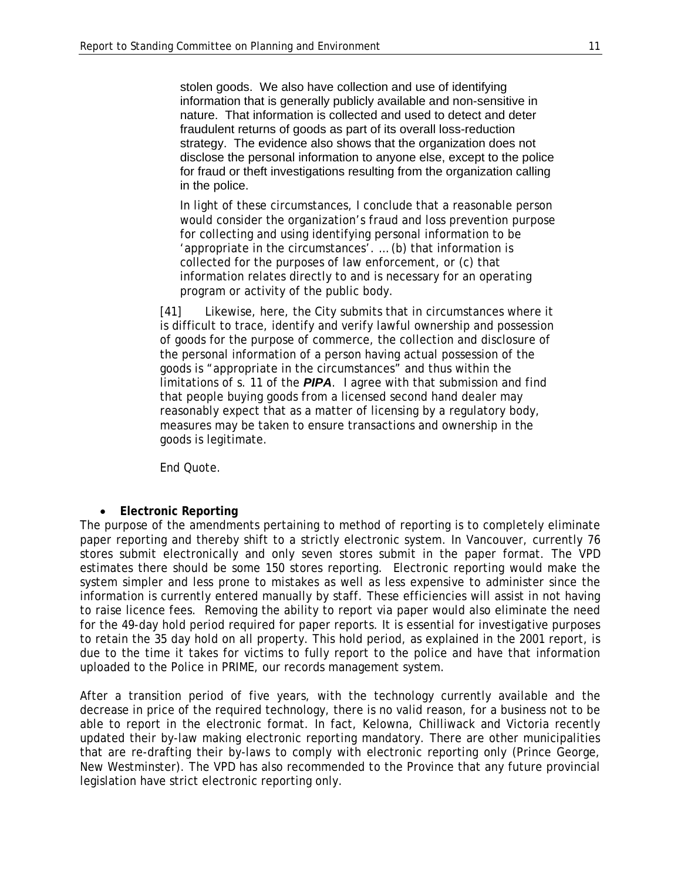> stolen goods. We also have collection and use of identifying information that is generally publicly available and non-sensitive in nature. That information is collected and used to detect and deter fraudulent returns of goods as part of its overall loss-reduction strategy. The evidence also shows that the organization does not disclose the personal information to anyone else, except to the police for fraud or theft investigations resulting from the organization calling in the police.
>
> In light of these circumstances, I conclude that a reasonable person would consider the organization's fraud and loss prevention purpose for collecting and using identifying personal information to be 'appropriate in the circumstances'. … (b) that information is collected for the purposes of law enforcement, or (c) that information relates directly to and is necessary for an operating program or activity of the public body.

[41] Likewise, here, the City submits that in circumstances where it is difficult to trace, identify and verify lawful ownership and possession of goods for the purpose of commerce, the collection and disclosure of the personal information of a person having actual possession of the goods is "appropriate in the circumstances" and thus within the limitations of s. 11 of the ***PIPA***. I agree with that submission and find that people buying goods from a licensed second hand dealer may reasonably expect that as a matter of licensing by a regulatory body, measures may be taken to ensure transactions and ownership in the goods is legitimate.

End Quote.

- **Electronic Reporting**

The purpose of the amendments pertaining to method of reporting is to completely eliminate paper reporting and thereby shift to a strictly electronic system. In Vancouver, currently 76 stores submit electronically and only seven stores submit in the paper format. The VPD estimates there should be some 150 stores reporting. Electronic reporting would make the system simpler and less prone to mistakes as well as less expensive to administer since the information is currently entered manually by staff. These efficiencies will assist in not having to raise licence fees. Removing the ability to report via paper would also eliminate the need for the 49-day hold period required for paper reports. It is essential for investigative purposes to retain the 35 day hold on all property. This hold period, as explained in the 2001 report, is due to the time it takes for victims to fully report to the police and have that information uploaded to the Police in PRIME, our records management system.

After a transition period of five years, with the technology currently available and the decrease in price of the required technology, there is no valid reason, for a business not to be able to report in the electronic format. In fact, Kelowna, Chilliwack and Victoria recently updated their by-law making electronic reporting mandatory. There are other municipalities that are re-drafting their by-laws to comply with electronic reporting only (Prince George, New Westminster). The VPD has also recommended to the Province that any future provincial legislation have strict electronic reporting only.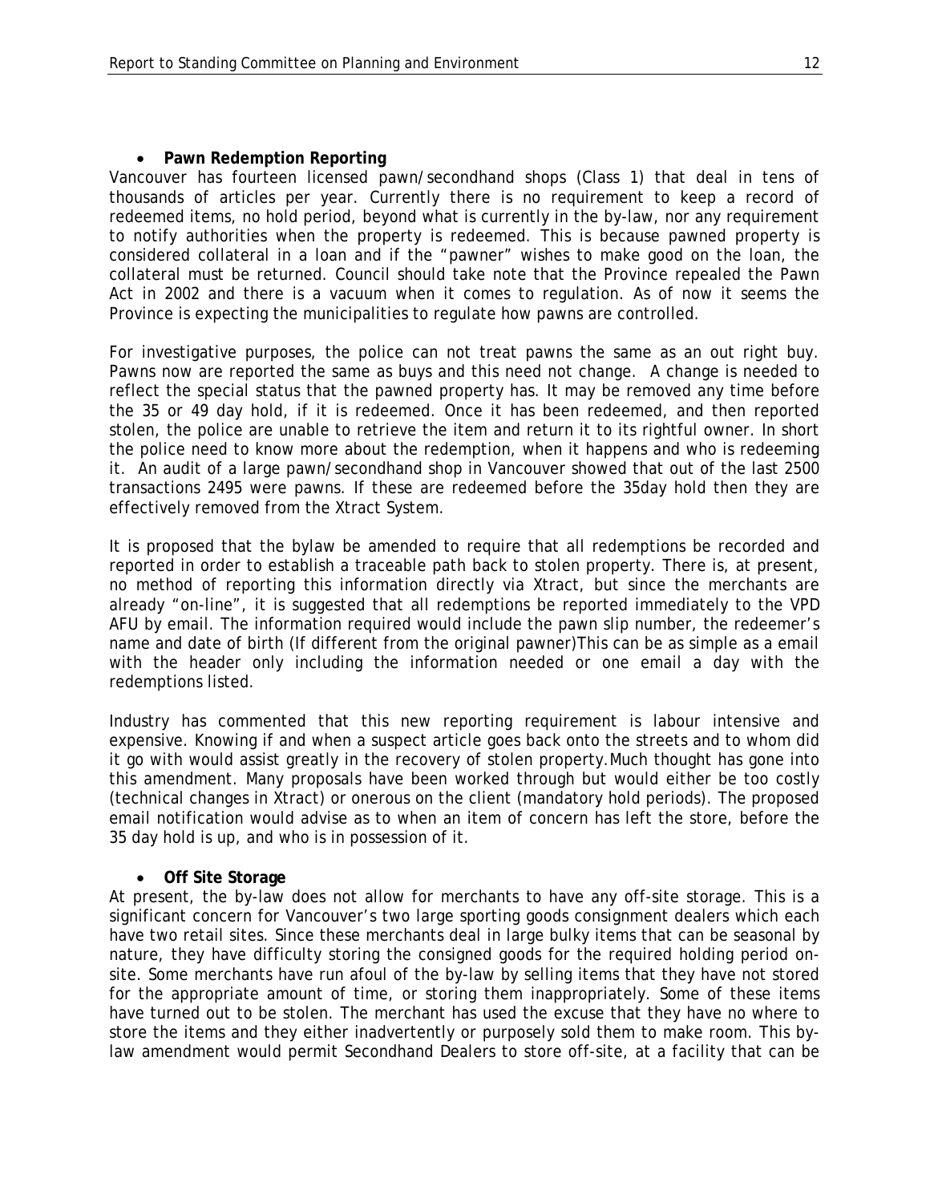- **Pawn Redemption Reporting**

Vancouver has fourteen licensed pawn/secondhand shops (Class 1) that deal in tens of thousands of articles per year. Currently there is no requirement to keep a record of redeemed items, no hold period, beyond what is currently in the by-law, nor any requirement to notify authorities when the property is redeemed. This is because pawned property is considered collateral in a loan and if the "pawner" wishes to make good on the loan, the collateral must be returned. Council should take note that the Province repealed the Pawn Act in 2002 and there is a vacuum when it comes to regulation. As of now it seems the Province is expecting the municipalities to regulate how pawns are controlled.

For investigative purposes, the police can not treat pawns the same as an out right buy. Pawns now are reported the same as buys and this need not change. A change is needed to reflect the special status that the pawned property has. It may be removed any time before the 35 or 49 day hold, if it is redeemed. Once it has been redeemed, and then reported stolen, the police are unable to retrieve the item and return it to its rightful owner. In short the police need to know more about the redemption, when it happens and who is redeeming it. An audit of a large pawn/secondhand shop in Vancouver showed that out of the last 2500 transactions 2495 were pawns. If these are redeemed before the 35day hold then they are effectively removed from the Xtract System.

It is proposed that the bylaw be amended to require that all redemptions be recorded and reported in order to establish a traceable path back to stolen property. There is, at present, no method of reporting this information directly via Xtract, but since the merchants are already "on-line", it is suggested that all redemptions be reported immediately to the VPD AFU by email. The information required would include the pawn slip number, the redeemer's name and date of birth (If different from the original pawner)This can be as simple as a email with the header only including the information needed or one email a day with the redemptions listed.

Industry has commented that this new reporting requirement is labour intensive and expensive. Knowing if and when a suspect article goes back onto the streets and to whom did it go with would assist greatly in the recovery of stolen property.Much thought has gone into this amendment. Many proposals have been worked through but would either be too costly (technical changes in Xtract) or onerous on the client (mandatory hold periods). The proposed email notification would advise as to when an item of concern has left the store, before the 35 day hold is up, and who is in possession of it.

- **Off Site Storage**

At present, the by-law does not allow for merchants to have any off-site storage. This is a significant concern for Vancouver's two large sporting goods consignment dealers which each have two retail sites. Since these merchants deal in large bulky items that can be seasonal by nature, they have difficulty storing the consigned goods for the required holding period on-site. Some merchants have run afoul of the by-law by selling items that they have not stored for the appropriate amount of time, or storing them inappropriately. Some of these items have turned out to be stolen. The merchant has used the excuse that they have no where to store the items and they either inadvertently or purposely sold them to make room. This by-law amendment would permit Secondhand Dealers to store off-site, at a facility that can be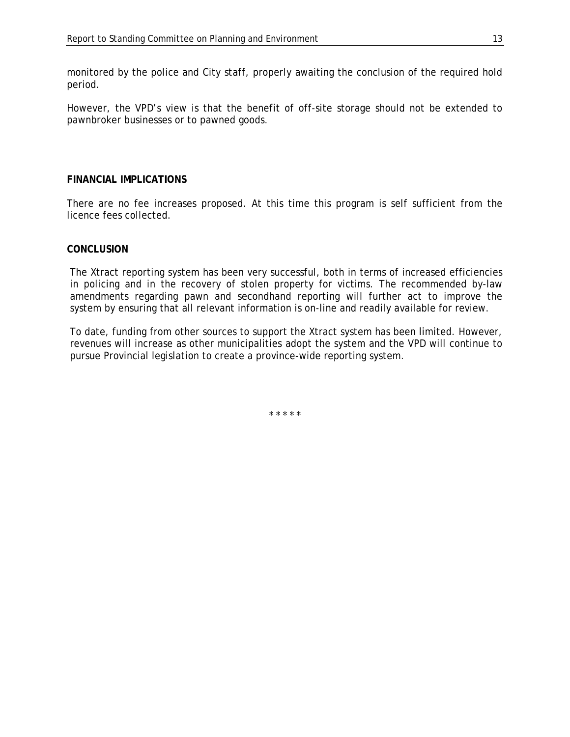monitored by the police and City staff, properly awaiting the conclusion of the required hold period.

However, the VPD's view is that the benefit of off-site storage should not be extended to pawnbroker businesses or to pawned goods.

**FINANCIAL IMPLICATIONS**

There are no fee increases proposed. At this time this program is self sufficient from the licence fees collected.

**CONCLUSION**

The Xtract reporting system has been very successful, both in terms of increased efficiencies in policing and in the recovery of stolen property for victims. The recommended by-law amendments regarding pawn and secondhand reporting will further act to improve the system by ensuring that all relevant information is on-line and readily available for review.

To date, funding from other sources to support the Xtract system has been limited. However, revenues will increase as other municipalities adopt the system and the VPD will continue to pursue Provincial legislation to create a province-wide reporting system.

\* \* \* \* \*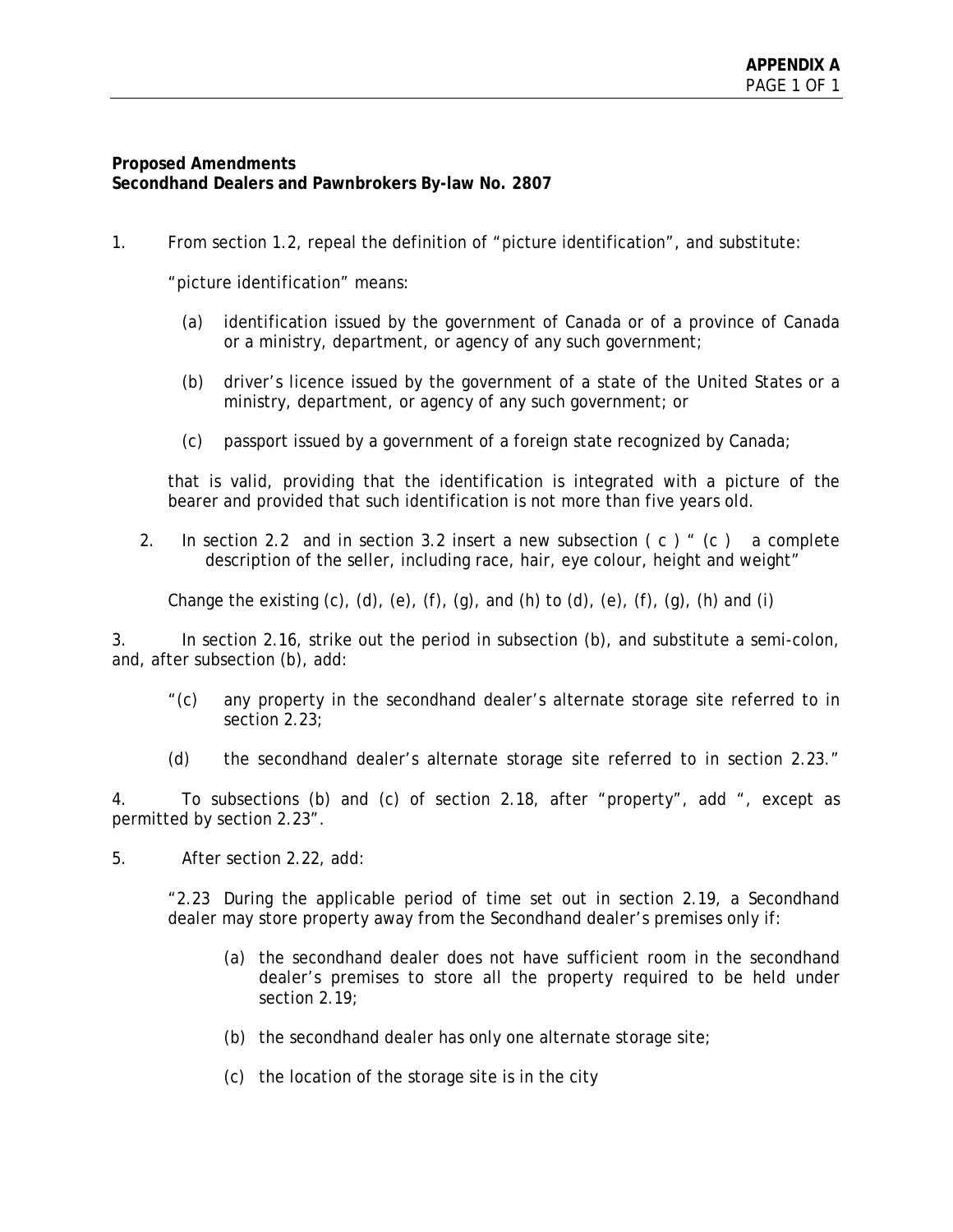**APPENDIX A**
PAGE 1 OF 1

**Proposed Amendments**
**Secondhand Dealers and Pawnbrokers By-law No. 2807**

1. From section 1.2, repeal the definition of "picture identification", and substitute:

   "picture identification" means:

   (a) identification issued by the government of Canada or of a province of Canada or a ministry, department, or agency of any such government;

   (b) driver's licence issued by the government of a state of the United States or a ministry, department, or agency of any such government; or

   (c) passport issued by a government of a foreign state recognized by Canada;

   that is valid, providing that the identification is integrated with a picture of the bearer and provided that such identification is not more than five years old.

2. In section 2.2 and in section 3.2 insert a new subsection ( c ) " (c ) a complete description of the seller, including race, hair, eye colour, height and weight"

   Change the existing (c), (d), (e), (f), (g), and (h) to (d), (e), (f), (g), (h) and (i)

3. In section 2.16, strike out the period in subsection (b), and substitute a semi-colon, and, after subsection (b), add:

   "(c) any property in the secondhand dealer's alternate storage site referred to in section 2.23;

   (d) the secondhand dealer's alternate storage site referred to in section 2.23."

4. To subsections (b) and (c) of section 2.18, after "property", add ", except as permitted by section 2.23".

5. After section 2.22, add:

   "2.23 During the applicable period of time set out in section 2.19, a Secondhand dealer may store property away from the Secondhand dealer's premises only if:

   (a) the secondhand dealer does not have sufficient room in the secondhand dealer's premises to store all the property required to be held under section 2.19;

   (b) the secondhand dealer has only one alternate storage site;

   (c) the location of the storage site is in the city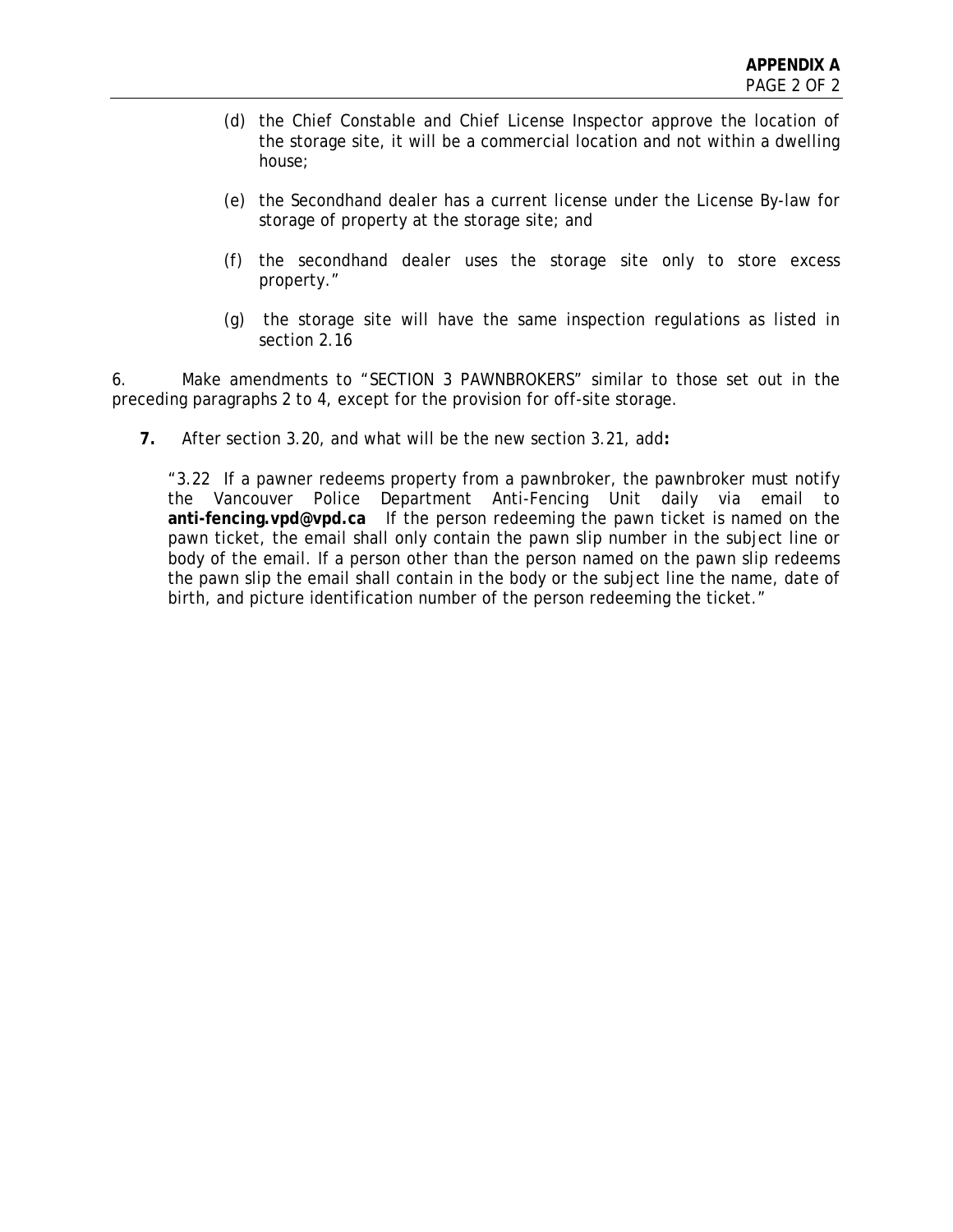(d) the Chief Constable and Chief License Inspector approve the location of the storage site, it will be a commercial location and not within a dwelling house;

(e) the Secondhand dealer has a current license under the License By-law for storage of property at the storage site; and

(f) the secondhand dealer uses the storage site only to store excess property."

(g) the storage site will have the same inspection regulations as listed in section 2.16

6. Make amendments to "SECTION 3 PAWNBROKERS" similar to those set out in the preceding paragraphs 2 to 4, except for the provision for off-site storage.

**7.** After section 3.20, and what will be the new section 3.21, add**:**

"3.22 If a pawner redeems property from a pawnbroker, the pawnbroker must notify the Vancouver Police Department Anti-Fencing Unit daily via email to **anti-fencing.vpd@vpd.ca** If the person redeeming the pawn ticket is named on the pawn ticket, the email shall only contain the pawn slip number in the subject line or body of the email. If a person other than the person named on the pawn slip redeems the pawn slip the email shall contain in the body or the subject line the name, date of birth, and picture identification number of the person redeeming the ticket."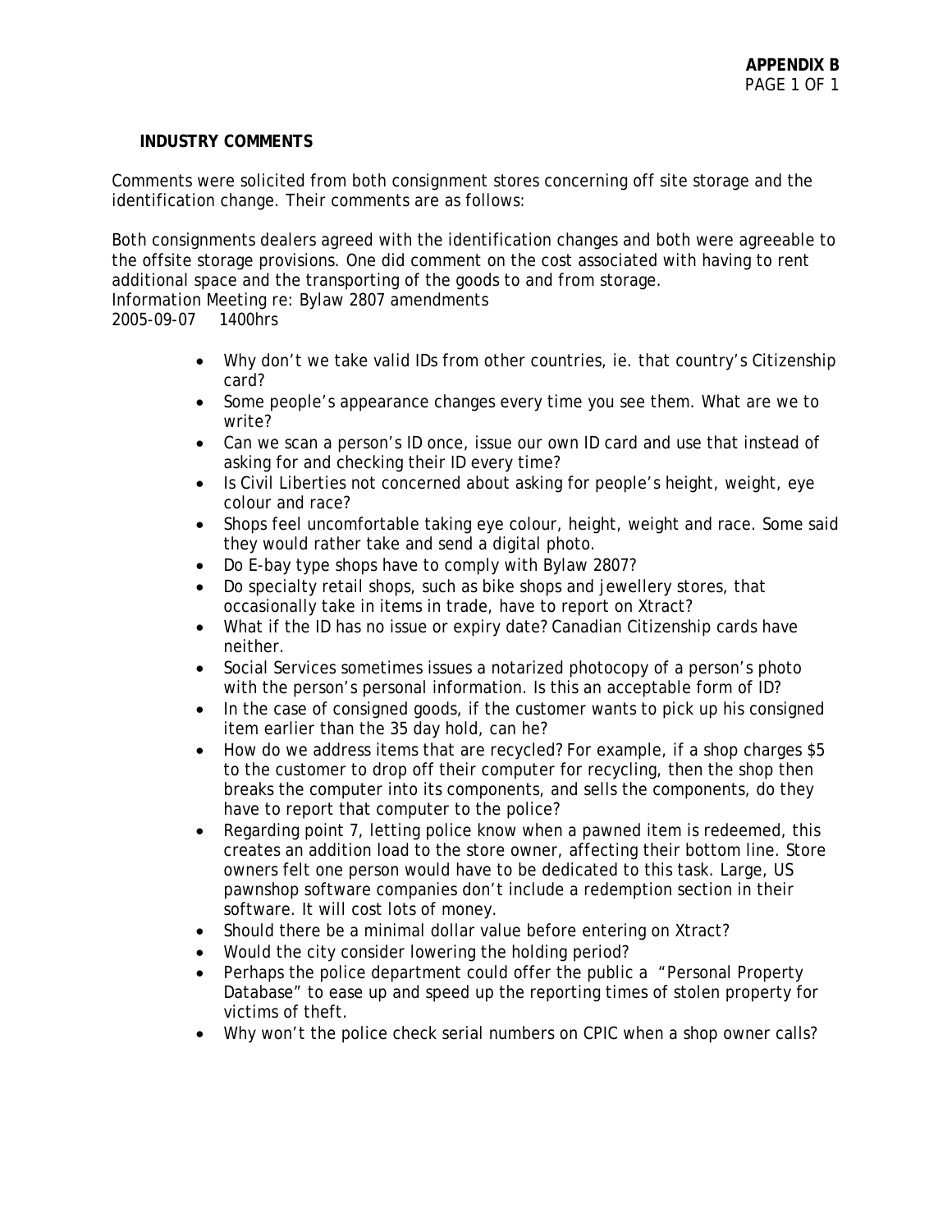**APPENDIX B**
PAGE 1 OF 1

**INDUSTRY COMMENTS**

Comments were solicited from both consignment stores concerning off site storage and the identification change. Their comments are as follows:

Both consignments dealers agreed with the identification changes and both were agreeable to the offsite storage provisions. One did comment on the cost associated with having to rent additional space and the transporting of the goods to and from storage.
Information Meeting re: Bylaw 2807 amendments
2005-09-07 1400hrs

- Why don't we take valid IDs from other countries, ie. that country's Citizenship card?
- Some people's appearance changes every time you see them. What are we to write?
- Can we scan a person's ID once, issue our own ID card and use that instead of asking for and checking their ID every time?
- Is Civil Liberties not concerned about asking for people's height, weight, eye colour and race?
- Shops feel uncomfortable taking eye colour, height, weight and race. Some said they would rather take and send a digital photo.
- Do E-bay type shops have to comply with Bylaw 2807?
- Do specialty retail shops, such as bike shops and jewellery stores, that occasionally take in items in trade, have to report on Xtract?
- What if the ID has no issue or expiry date? Canadian Citizenship cards have neither.
- Social Services sometimes issues a notarized photocopy of a person's photo with the person's personal information. Is this an acceptable form of ID?
- In the case of consigned goods, if the customer wants to pick up his consigned item earlier than the 35 day hold, can he?
- How do we address items that are recycled? For example, if a shop charges $5 to the customer to drop off their computer for recycling, then the shop then breaks the computer into its components, and sells the components, do they have to report that computer to the police?
- Regarding point 7, letting police know when a pawned item is redeemed, this creates an addition load to the store owner, affecting their bottom line. Store owners felt one person would have to be dedicated to this task. Large, US pawnshop software companies don't include a redemption section in their software. It will cost lots of money.
- Should there be a minimal dollar value before entering on Xtract?
- Would the city consider lowering the holding period?
- Perhaps the police department could offer the public a "Personal Property Database" to ease up and speed up the reporting times of stolen property for victims of theft.
- Why won't the police check serial numbers on CPIC when a shop owner calls?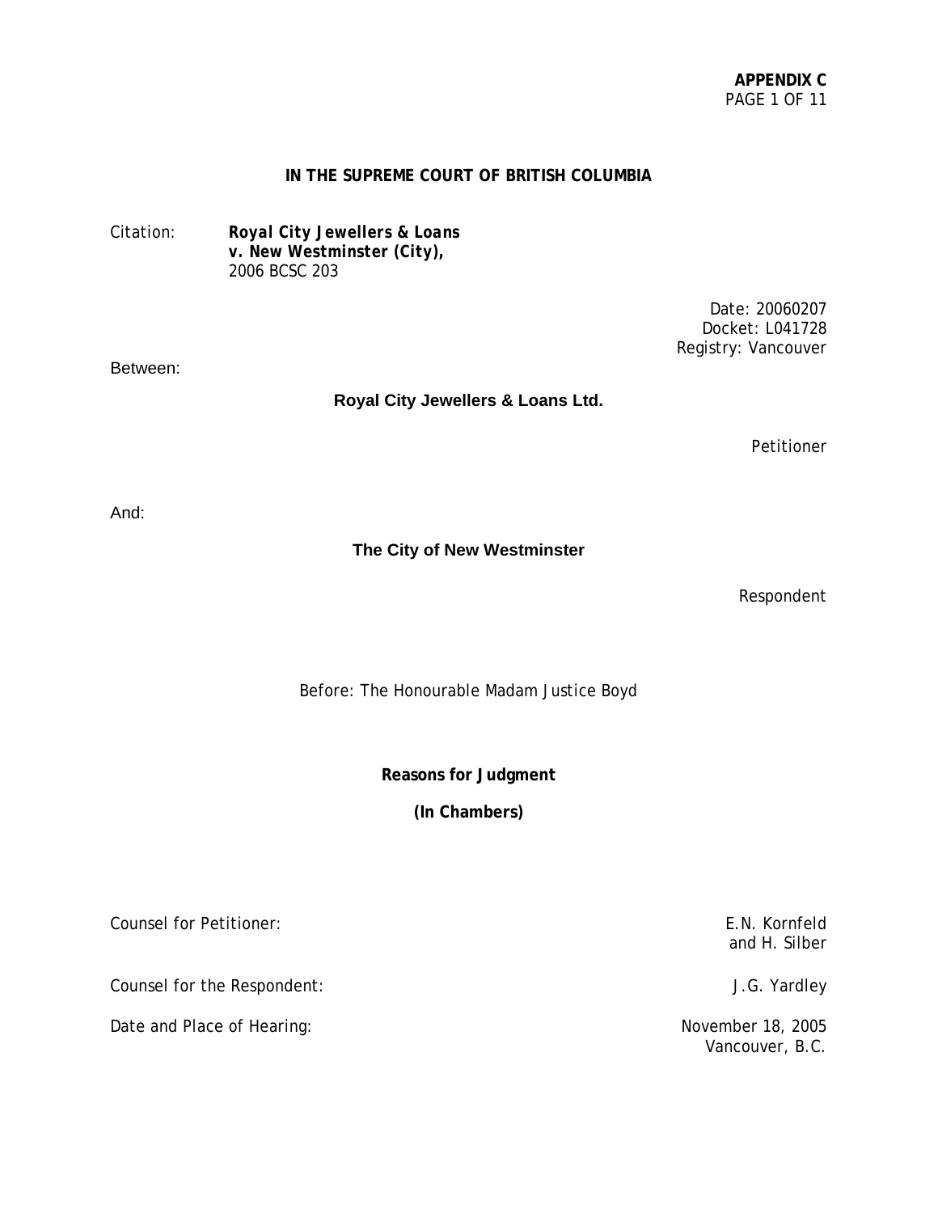**APPENDIX C**

**IN THE SUPREME COURT OF BRITISH COLUMBIA**

Citation: ***Royal City Jewellers & Loans v. New Westminster (City),*** 2006 BCSC 203

Date: 20060207
Docket: L041728
Registry: Vancouver

Between:

**Royal City Jewellers & Loans Ltd.**

Petitioner

And:

**The City of New Westminster**

Respondent

Before: The Honourable Madam Justice Boyd

**Reasons for Judgment**

**(In Chambers)**

| | |
|---|---|
| Counsel for Petitioner: | E.N. Kornfeld and H. Silber |
| Counsel for the Respondent: | J.G. Yardley |
| Date and Place of Hearing: | November 18, 2005 Vancouver, B.C. |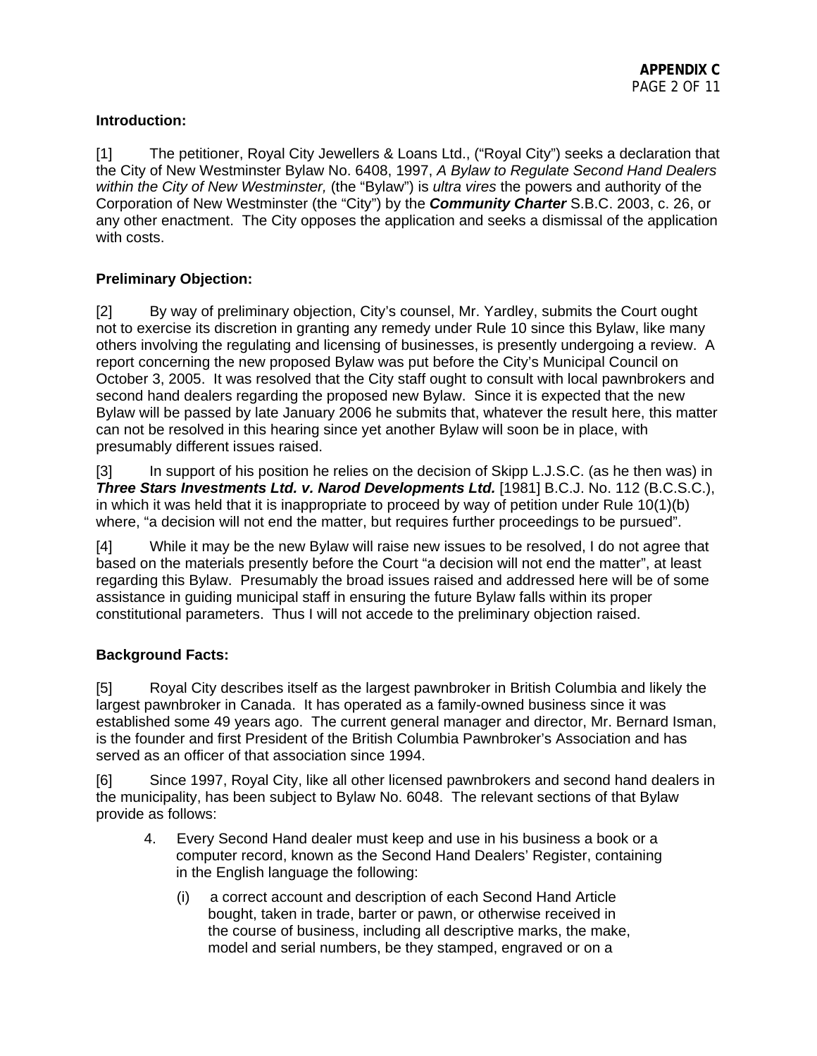**Introduction:**

[1] The petitioner, Royal City Jewellers & Loans Ltd., ("Royal City") seeks a declaration that the City of New Westminster Bylaw No. 6408, 1997, *A Bylaw to Regulate Second Hand Dealers within the City of New Westminster,* (the "Bylaw") is *ultra vires* the powers and authority of the Corporation of New Westminster (the "City") by the ***Community Charter*** S.B.C. 2003, c. 26, or any other enactment. The City opposes the application and seeks a dismissal of the application with costs.

**Preliminary Objection:**

[2] By way of preliminary objection, City's counsel, Mr. Yardley, submits the Court ought not to exercise its discretion in granting any remedy under Rule 10 since this Bylaw, like many others involving the regulating and licensing of businesses, is presently undergoing a review. A report concerning the new proposed Bylaw was put before the City's Municipal Council on October 3, 2005. It was resolved that the City staff ought to consult with local pawnbrokers and second hand dealers regarding the proposed new Bylaw. Since it is expected that the new Bylaw will be passed by late January 2006 he submits that, whatever the result here, this matter can not be resolved in this hearing since yet another Bylaw will soon be in place, with presumably different issues raised.

[3] In support of his position he relies on the decision of Skipp L.J.S.C. (as he then was) in ***Three Stars Investments Ltd. v. Narod Developments Ltd.*** [1981] B.C.J. No. 112 (B.C.S.C.), in which it was held that it is inappropriate to proceed by way of petition under Rule 10(1)(b) where, "a decision will not end the matter, but requires further proceedings to be pursued".

[4] While it may be the new Bylaw will raise new issues to be resolved, I do not agree that based on the materials presently before the Court "a decision will not end the matter", at least regarding this Bylaw. Presumably the broad issues raised and addressed here will be of some assistance in guiding municipal staff in ensuring the future Bylaw falls within its proper constitutional parameters. Thus I will not accede to the preliminary objection raised.

**Background Facts:**

[5] Royal City describes itself as the largest pawnbroker in British Columbia and likely the largest pawnbroker in Canada. It has operated as a family-owned business since it was established some 49 years ago. The current general manager and director, Mr. Bernard Isman, is the founder and first President of the British Columbia Pawnbroker's Association and has served as an officer of that association since 1994.

[6] Since 1997, Royal City, like all other licensed pawnbrokers and second hand dealers in the municipality, has been subject to Bylaw No. 6048. The relevant sections of that Bylaw provide as follows:

> 4. Every Second Hand dealer must keep and use in his business a book or a computer record, known as the Second Hand Dealers' Register, containing in the English language the following:
>
> (i) a correct account and description of each Second Hand Article bought, taken in trade, barter or pawn, or otherwise received in the course of business, including all descriptive marks, the make, model and serial numbers, be they stamped, engraved or on a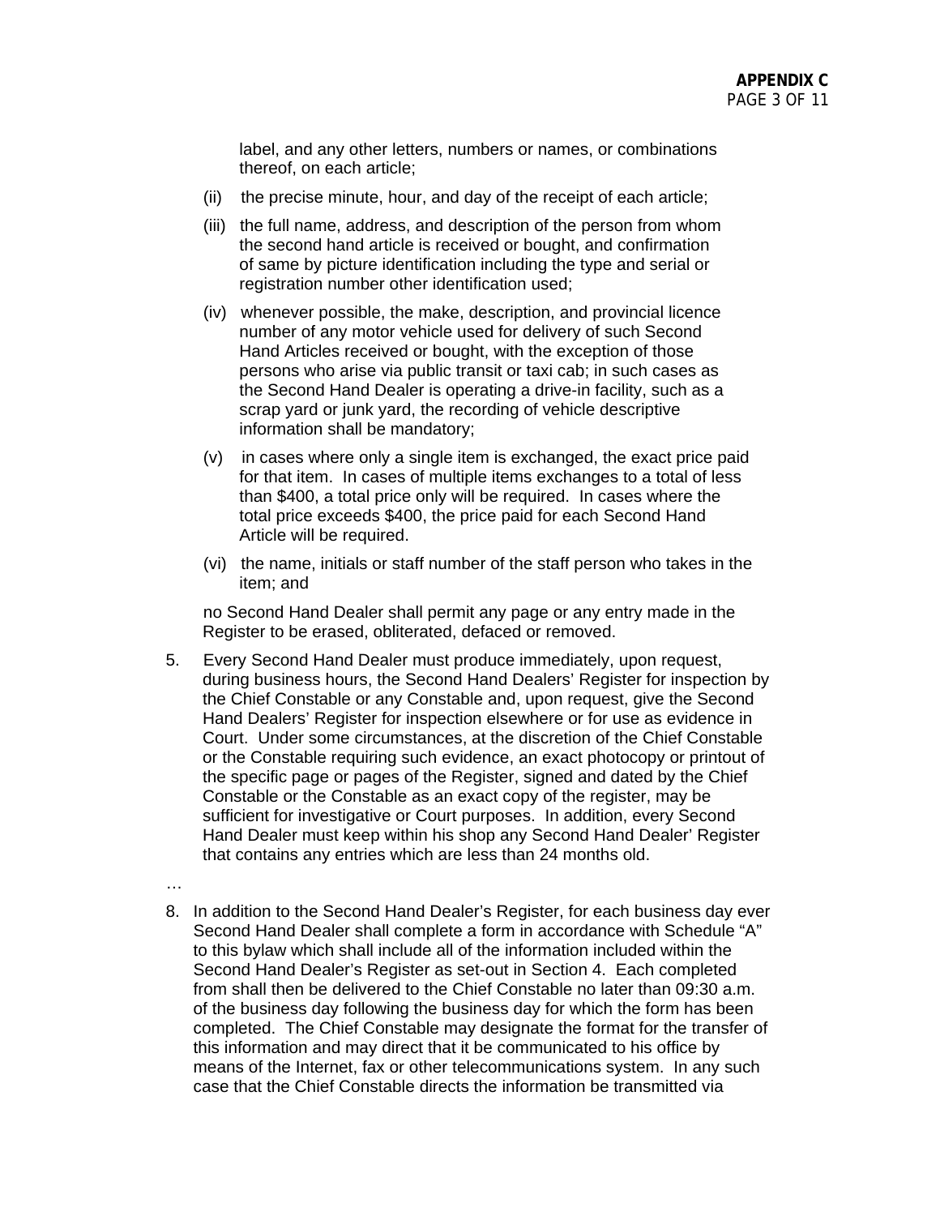label, and any other letters, numbers or names, or combinations thereof, on each article;

(ii) the precise minute, hour, and day of the receipt of each article;

(iii) the full name, address, and description of the person from whom the second hand article is received or bought, and confirmation of same by picture identification including the type and serial or registration number other identification used;

(iv) whenever possible, the make, description, and provincial licence number of any motor vehicle used for delivery of such Second Hand Articles received or bought, with the exception of those persons who arise via public transit or taxi cab; in such cases as the Second Hand Dealer is operating a drive-in facility, such as a scrap yard or junk yard, the recording of vehicle descriptive information shall be mandatory;

(v) in cases where only a single item is exchanged, the exact price paid for that item. In cases of multiple items exchanges to a total of less than $400, a total price only will be required. In cases where the total price exceeds $400, the price paid for each Second Hand Article will be required.

(vi) the name, initials or staff number of the staff person who takes in the item; and

no Second Hand Dealer shall permit any page or any entry made in the Register to be erased, obliterated, defaced or removed.

5. Every Second Hand Dealer must produce immediately, upon request, during business hours, the Second Hand Dealers' Register for inspection by the Chief Constable or any Constable and, upon request, give the Second Hand Dealers' Register for inspection elsewhere or for use as evidence in Court. Under some circumstances, at the discretion of the Chief Constable or the Constable requiring such evidence, an exact photocopy or printout of the specific page or pages of the Register, signed and dated by the Chief Constable or the Constable as an exact copy of the register, may be sufficient for investigative or Court purposes. In addition, every Second Hand Dealer must keep within his shop any Second Hand Dealer' Register that contains any entries which are less than 24 months old.

…

8. In addition to the Second Hand Dealer's Register, for each business day ever Second Hand Dealer shall complete a form in accordance with Schedule "A" to this bylaw which shall include all of the information included within the Second Hand Dealer's Register as set-out in Section 4. Each completed from shall then be delivered to the Chief Constable no later than 09:30 a.m. of the business day following the business day for which the form has been completed. The Chief Constable may designate the format for the transfer of this information and may direct that it be communicated to his office by means of the Internet, fax or other telecommunications system. In any such case that the Chief Constable directs the information be transmitted via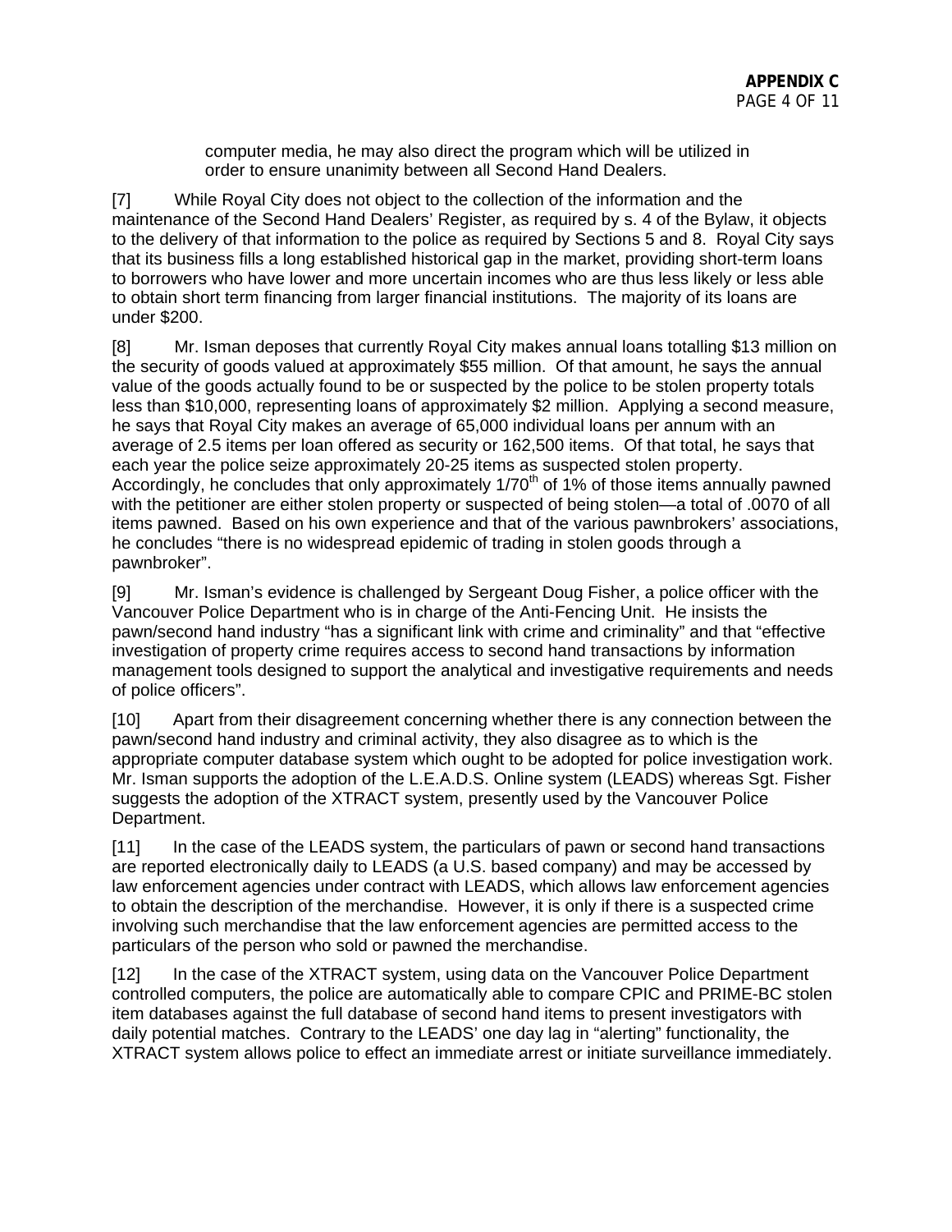computer media, he may also direct the program which will be utilized in order to ensure unanimity between all Second Hand Dealers.

[7] While Royal City does not object to the collection of the information and the maintenance of the Second Hand Dealers' Register, as required by s. 4 of the Bylaw, it objects to the delivery of that information to the police as required by Sections 5 and 8. Royal City says that its business fills a long established historical gap in the market, providing short-term loans to borrowers who have lower and more uncertain incomes who are thus less likely or less able to obtain short term financing from larger financial institutions. The majority of its loans are under $200.

[8] Mr. Isman deposes that currently Royal City makes annual loans totalling $13 million on the security of goods valued at approximately $55 million. Of that amount, he says the annual value of the goods actually found to be or suspected by the police to be stolen property totals less than $10,000, representing loans of approximately $2 million. Applying a second measure, he says that Royal City makes an average of 65,000 individual loans per annum with an average of 2.5 items per loan offered as security or 162,500 items. Of that total, he says that each year the police seize approximately 20-25 items as suspected stolen property. Accordingly, he concludes that only approximately 1/70th of 1% of those items annually pawned with the petitioner are either stolen property or suspected of being stolen—a total of .0070 of all items pawned. Based on his own experience and that of the various pawnbrokers' associations, he concludes "there is no widespread epidemic of trading in stolen goods through a pawnbroker".

[9] Mr. Isman's evidence is challenged by Sergeant Doug Fisher, a police officer with the Vancouver Police Department who is in charge of the Anti-Fencing Unit. He insists the pawn/second hand industry "has a significant link with crime and criminality" and that "effective investigation of property crime requires access to second hand transactions by information management tools designed to support the analytical and investigative requirements and needs of police officers".

[10] Apart from their disagreement concerning whether there is any connection between the pawn/second hand industry and criminal activity, they also disagree as to which is the appropriate computer database system which ought to be adopted for police investigation work. Mr. Isman supports the adoption of the L.E.A.D.S. Online system (LEADS) whereas Sgt. Fisher suggests the adoption of the XTRACT system, presently used by the Vancouver Police Department.

[11] In the case of the LEADS system, the particulars of pawn or second hand transactions are reported electronically daily to LEADS (a U.S. based company) and may be accessed by law enforcement agencies under contract with LEADS, which allows law enforcement agencies to obtain the description of the merchandise. However, it is only if there is a suspected crime involving such merchandise that the law enforcement agencies are permitted access to the particulars of the person who sold or pawned the merchandise.

[12] In the case of the XTRACT system, using data on the Vancouver Police Department controlled computers, the police are automatically able to compare CPIC and PRIME-BC stolen item databases against the full database of second hand items to present investigators with daily potential matches. Contrary to the LEADS' one day lag in "alerting" functionality, the XTRACT system allows police to effect an immediate arrest or initiate surveillance immediately.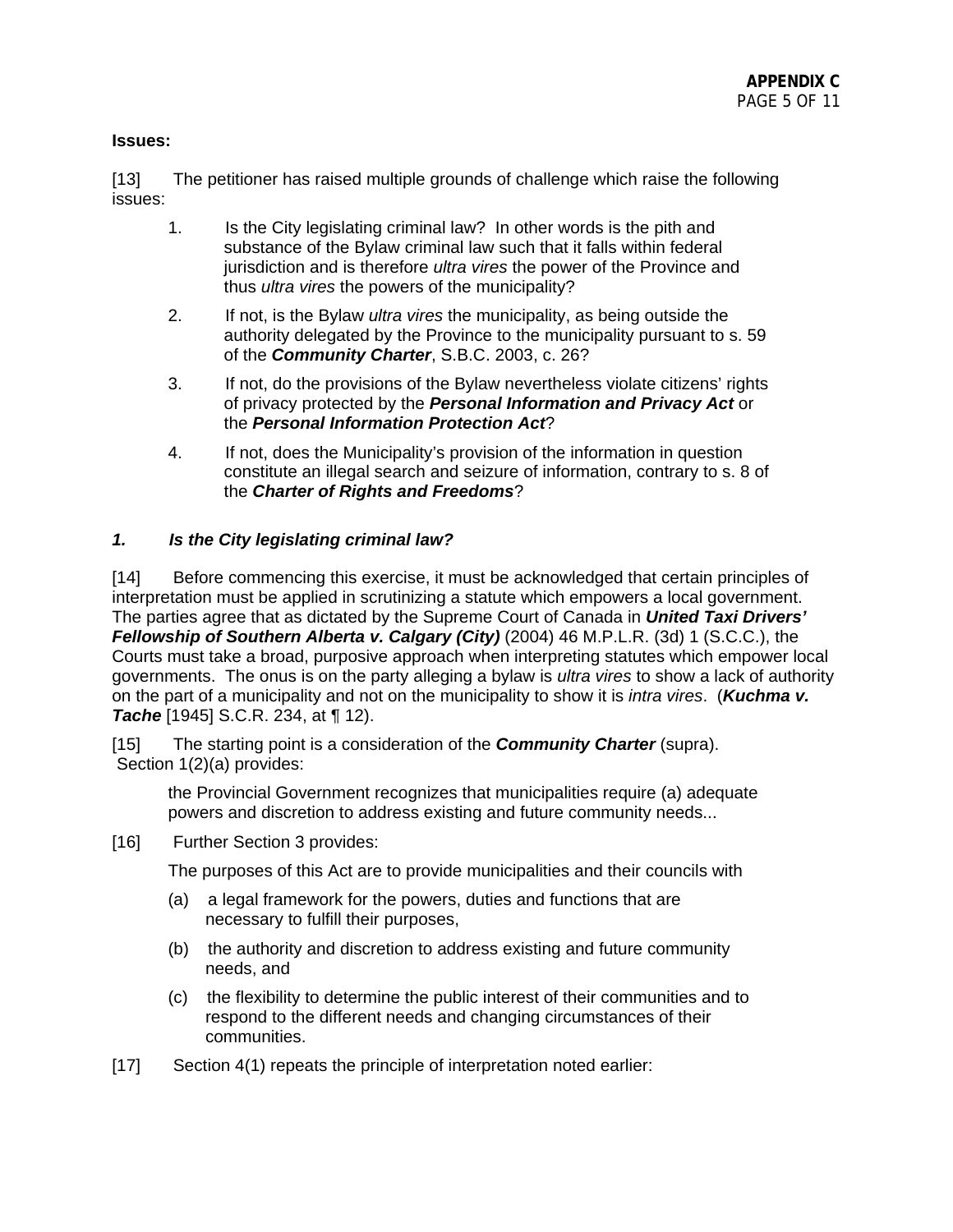**Issues:**

[13] The petitioner has raised multiple grounds of challenge which raise the following issues:

1. Is the City legislating criminal law? In other words is the pith and substance of the Bylaw criminal law such that it falls within federal jurisdiction and is therefore *ultra vires* the power of the Province and thus *ultra vires* the powers of the municipality?

2. If not, is the Bylaw *ultra vires* the municipality, as being outside the authority delegated by the Province to the municipality pursuant to s. 59 of the ***Community Charter***, S.B.C. 2003, c. 26?

3. If not, do the provisions of the Bylaw nevertheless violate citizens' rights of privacy protected by the ***Personal Information and Privacy Act*** or the ***Personal Information Protection Act***?

4. If not, does the Municipality's provision of the information in question constitute an illegal search and seizure of information, contrary to s. 8 of the ***Charter of Rights and Freedoms***?

***1. Is the City legislating criminal law?***

[14] Before commencing this exercise, it must be acknowledged that certain principles of interpretation must be applied in scrutinizing a statute which empowers a local government. The parties agree that as dictated by the Supreme Court of Canada in ***United Taxi Drivers' Fellowship of Southern Alberta v. Calgary (City)*** (2004) 46 M.P.L.R. (3d) 1 (S.C.C.), the Courts must take a broad, purposive approach when interpreting statutes which empower local governments. The onus is on the party alleging a bylaw is *ultra vires* to show a lack of authority on the part of a municipality and not on the municipality to show it is *intra vires*. (***Kuchma v. Tache*** [1945] S.C.R. 234, at ¶ 12).

[15] The starting point is a consideration of the ***Community Charter*** (supra). Section 1(2)(a) provides:

> the Provincial Government recognizes that municipalities require (a) adequate powers and discretion to address existing and future community needs...

[16] Further Section 3 provides:

> The purposes of this Act are to provide municipalities and their councils with
>
> (a) a legal framework for the powers, duties and functions that are necessary to fulfill their purposes,
>
> (b) the authority and discretion to address existing and future community needs, and
>
> (c) the flexibility to determine the public interest of their communities and to respond to the different needs and changing circumstances of their communities.

[17] Section 4(1) repeats the principle of interpretation noted earlier: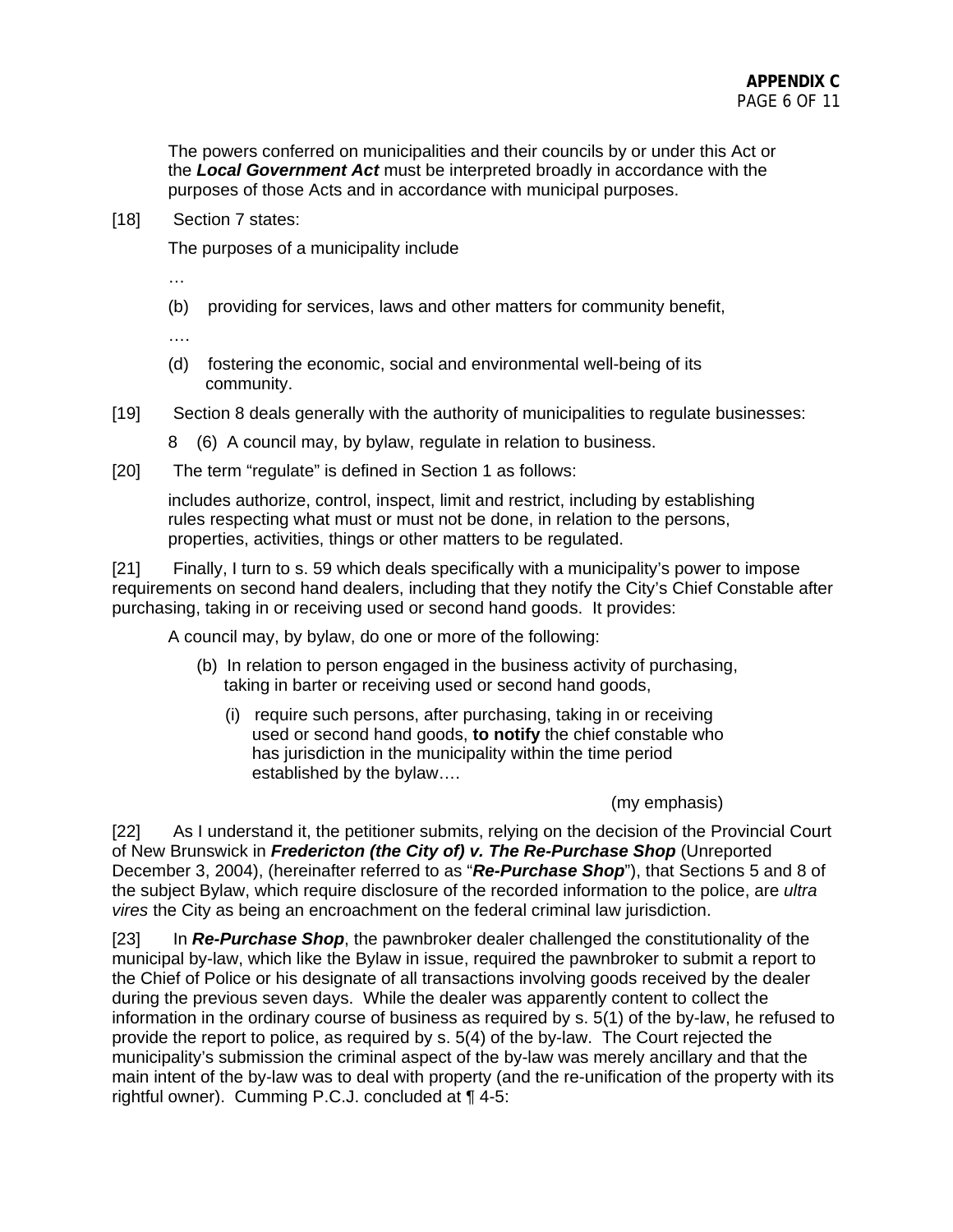The powers conferred on municipalities and their councils by or under this Act or the ***Local Government Act*** must be interpreted broadly in accordance with the purposes of those Acts and in accordance with municipal purposes.

[18] Section 7 states:

The purposes of a municipality include

…

(b) providing for services, laws and other matters for community benefit,

….

(d) fostering the economic, social and environmental well-being of its community.

[19] Section 8 deals generally with the authority of municipalities to regulate businesses:

8 (6) A council may, by bylaw, regulate in relation to business.

[20] The term "regulate" is defined in Section 1 as follows:

includes authorize, control, inspect, limit and restrict, including by establishing rules respecting what must or must not be done, in relation to the persons, properties, activities, things or other matters to be regulated.

[21] Finally, I turn to s. 59 which deals specifically with a municipality's power to impose requirements on second hand dealers, including that they notify the City's Chief Constable after purchasing, taking in or receiving used or second hand goods. It provides:

A council may, by bylaw, do one or more of the following:

(b) In relation to person engaged in the business activity of purchasing, taking in barter or receiving used or second hand goods,

(i) require such persons, after purchasing, taking in or receiving used or second hand goods, **to notify** the chief constable who has jurisdiction in the municipality within the time period established by the bylaw….

(my emphasis)

[22] As I understand it, the petitioner submits, relying on the decision of the Provincial Court of New Brunswick in ***Fredericton (the City of) v. The Re-Purchase Shop*** (Unreported December 3, 2004), (hereinafter referred to as "***Re-Purchase Shop***"), that Sections 5 and 8 of the subject Bylaw, which require disclosure of the recorded information to the police, are *ultra vires* the City as being an encroachment on the federal criminal law jurisdiction.

[23] In ***Re-Purchase Shop***, the pawnbroker dealer challenged the constitutionality of the municipal by-law, which like the Bylaw in issue, required the pawnbroker to submit a report to the Chief of Police or his designate of all transactions involving goods received by the dealer during the previous seven days. While the dealer was apparently content to collect the information in the ordinary course of business as required by s. 5(1) of the by-law, he refused to provide the report to police, as required by s. 5(4) of the by-law. The Court rejected the municipality's submission the criminal aspect of the by-law was merely ancillary and that the main intent of the by-law was to deal with property (and the re-unification of the property with its rightful owner). Cumming P.C.J. concluded at ¶ 4-5: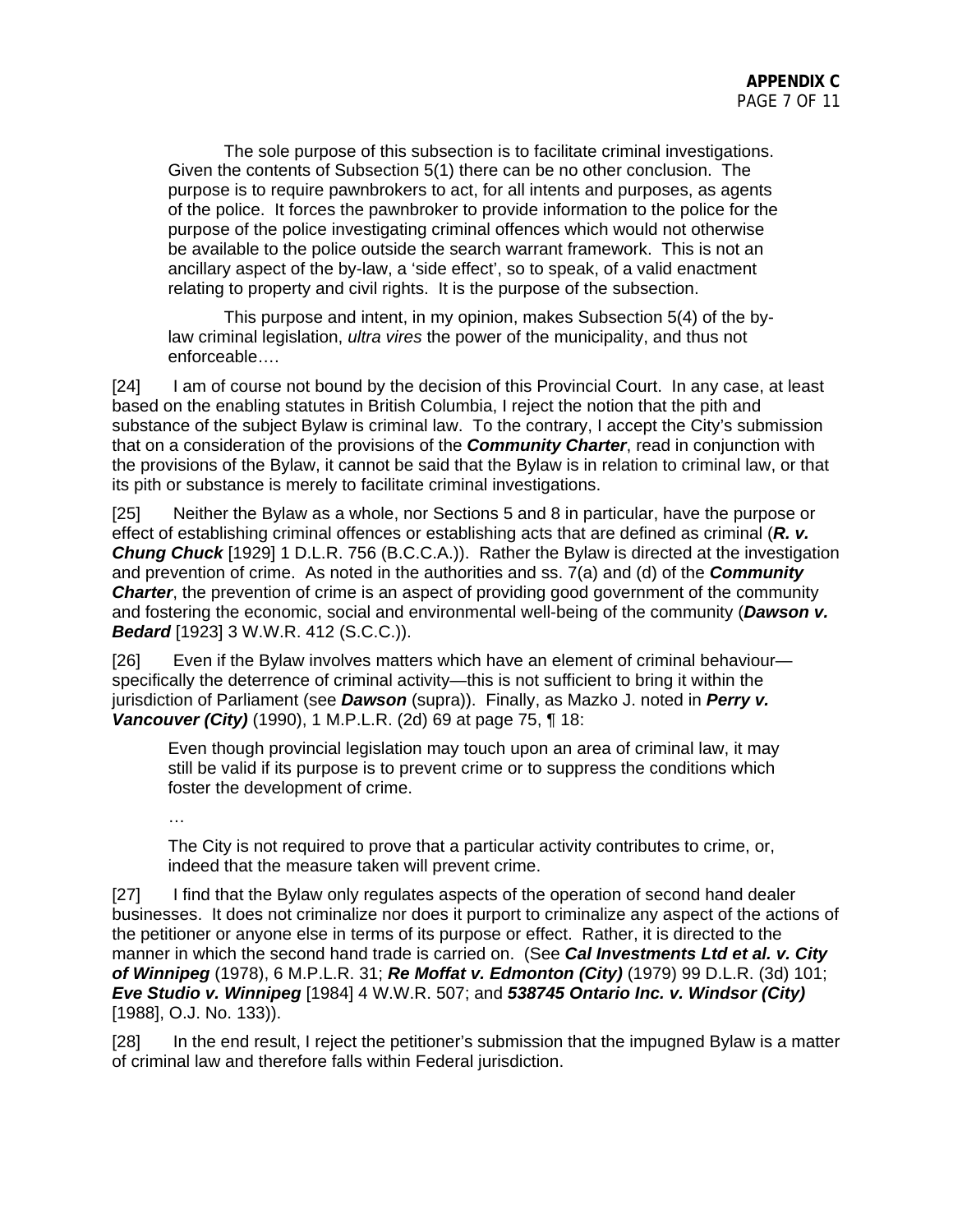> The sole purpose of this subsection is to facilitate criminal investigations. Given the contents of Subsection 5(1) there can be no other conclusion. The purpose is to require pawnbrokers to act, for all intents and purposes, as agents of the police. It forces the pawnbroker to provide information to the police for the purpose of the police investigating criminal offences which would not otherwise be available to the police outside the search warrant framework. This is not an ancillary aspect of the by-law, a 'side effect', so to speak, of a valid enactment relating to property and civil rights. It is the purpose of the subsection.
>
> This purpose and intent, in my opinion, makes Subsection 5(4) of the by-law criminal legislation, *ultra vires* the power of the municipality, and thus not enforceable….

[24] I am of course not bound by the decision of this Provincial Court. In any case, at least based on the enabling statutes in British Columbia, I reject the notion that the pith and substance of the subject Bylaw is criminal law. To the contrary, I accept the City's submission that on a consideration of the provisions of the ***Community Charter***, read in conjunction with the provisions of the Bylaw, it cannot be said that the Bylaw is in relation to criminal law, or that its pith or substance is merely to facilitate criminal investigations.

[25] Neither the Bylaw as a whole, nor Sections 5 and 8 in particular, have the purpose or effect of establishing criminal offences or establishing acts that are defined as criminal (***R. v. Chung Chuck*** [1929] 1 D.L.R. 756 (B.C.C.A.)). Rather the Bylaw is directed at the investigation and prevention of crime. As noted in the authorities and ss. 7(a) and (d) of the ***Community Charter***, the prevention of crime is an aspect of providing good government of the community and fostering the economic, social and environmental well-being of the community (***Dawson v. Bedard*** [1923] 3 W.W.R. 412 (S.C.C.)).

[26] Even if the Bylaw involves matters which have an element of criminal behaviour—specifically the deterrence of criminal activity—this is not sufficient to bring it within the jurisdiction of Parliament (see ***Dawson*** (supra)). Finally, as Mazko J. noted in ***Perry v. Vancouver (City)*** (1990), 1 M.P.L.R. (2d) 69 at page 75, ¶ 18:

> Even though provincial legislation may touch upon an area of criminal law, it may still be valid if its purpose is to prevent crime or to suppress the conditions which foster the development of crime.
>
> …
>
> The City is not required to prove that a particular activity contributes to crime, or, indeed that the measure taken will prevent crime.

[27] I find that the Bylaw only regulates aspects of the operation of second hand dealer businesses. It does not criminalize nor does it purport to criminalize any aspect of the actions of the petitioner or anyone else in terms of its purpose or effect. Rather, it is directed to the manner in which the second hand trade is carried on. (See ***Cal Investments Ltd et al. v. City of Winnipeg*** (1978), 6 M.P.L.R. 31; ***Re Moffat v. Edmonton (City)*** (1979) 99 D.L.R. (3d) 101; ***Eve Studio v. Winnipeg*** [1984] 4 W.W.R. 507; and ***538745 Ontario Inc. v. Windsor (City)*** [1988], O.J. No. 133)).

[28] In the end result, I reject the petitioner's submission that the impugned Bylaw is a matter of criminal law and therefore falls within Federal jurisdiction.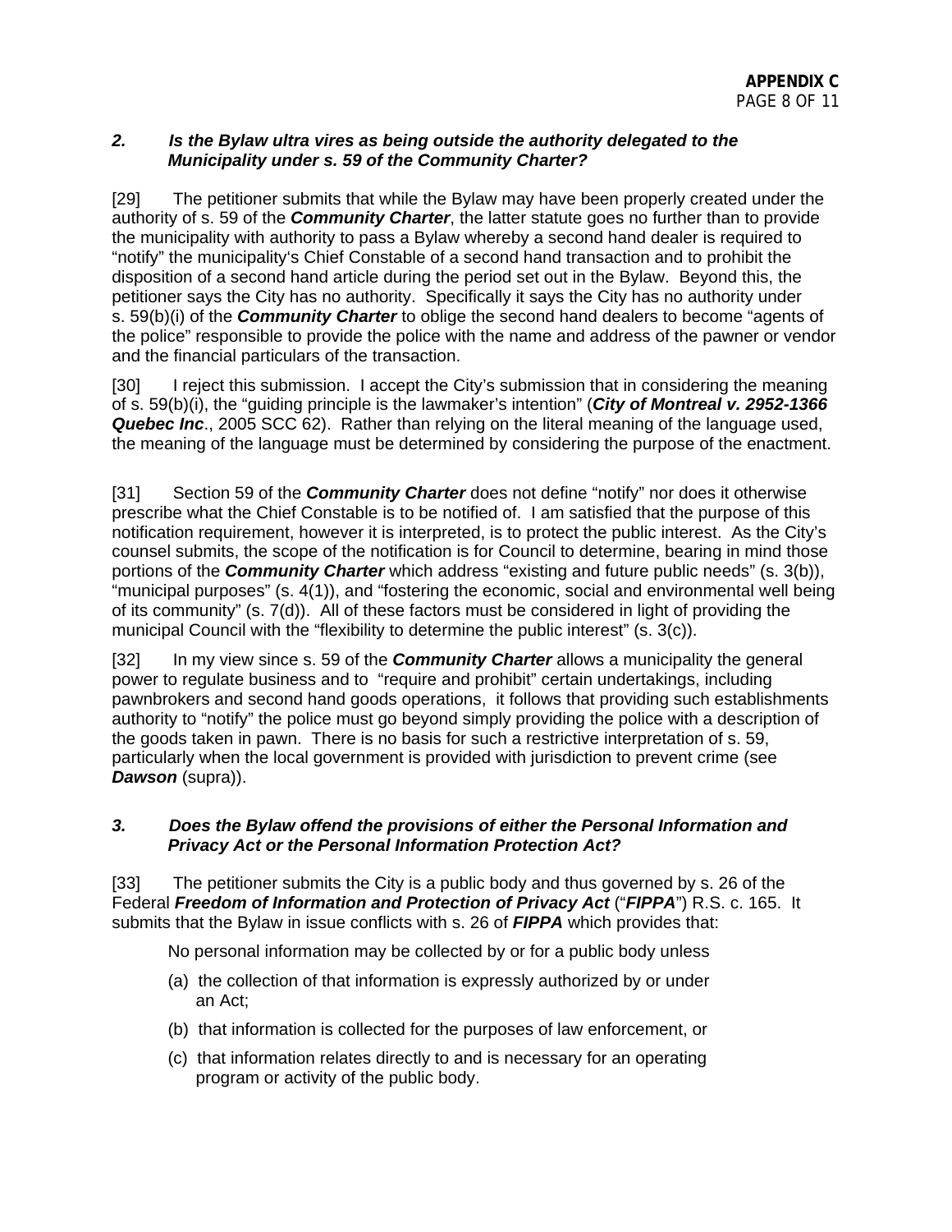*2. Is the Bylaw ultra vires as being outside the authority delegated to the Municipality under s. 59 of the Community Charter?*

[29] The petitioner submits that while the Bylaw may have been properly created under the authority of s. 59 of the ***Community Charter***, the latter statute goes no further than to provide the municipality with authority to pass a Bylaw whereby a second hand dealer is required to "notify" the municipality's Chief Constable of a second hand transaction and to prohibit the disposition of a second hand article during the period set out in the Bylaw. Beyond this, the petitioner says the City has no authority. Specifically it says the City has no authority under s. 59(b)(i) of the ***Community Charter*** to oblige the second hand dealers to become "agents of the police" responsible to provide the police with the name and address of the pawner or vendor and the financial particulars of the transaction.

[30] I reject this submission. I accept the City's submission that in considering the meaning of s. 59(b)(i), the "guiding principle is the lawmaker's intention" (***City of Montreal v. 2952-1366 Quebec Inc***., 2005 SCC 62). Rather than relying on the literal meaning of the language used, the meaning of the language must be determined by considering the purpose of the enactment.

[31] Section 59 of the ***Community Charter*** does not define "notify" nor does it otherwise prescribe what the Chief Constable is to be notified of. I am satisfied that the purpose of this notification requirement, however it is interpreted, is to protect the public interest. As the City's counsel submits, the scope of the notification is for Council to determine, bearing in mind those portions of the ***Community Charter*** which address "existing and future public needs" (s. 3(b)), "municipal purposes" (s. 4(1)), and "fostering the economic, social and environmental well being of its community" (s. 7(d)). All of these factors must be considered in light of providing the municipal Council with the "flexibility to determine the public interest" (s. 3(c)).

[32] In my view since s. 59 of the ***Community Charter*** allows a municipality the general power to regulate business and to "require and prohibit" certain undertakings, including pawnbrokers and second hand goods operations, it follows that providing such establishments authority to "notify" the police must go beyond simply providing the police with a description of the goods taken in pawn. There is no basis for such a restrictive interpretation of s. 59, particularly when the local government is provided with jurisdiction to prevent crime (see ***Dawson*** (supra)).

*3. Does the Bylaw offend the provisions of either the Personal Information and Privacy Act or the Personal Information Protection Act?*

[33] The petitioner submits the City is a public body and thus governed by s. 26 of the Federal ***Freedom of Information and Protection of Privacy Act*** ("***FIPPA***") R.S. c. 165. It submits that the Bylaw in issue conflicts with s. 26 of ***FIPPA*** which provides that:

> No personal information may be collected by or for a public body unless
>
> (a) the collection of that information is expressly authorized by or under an Act;
>
> (b) that information is collected for the purposes of law enforcement, or
>
> (c) that information relates directly to and is necessary for an operating program or activity of the public body.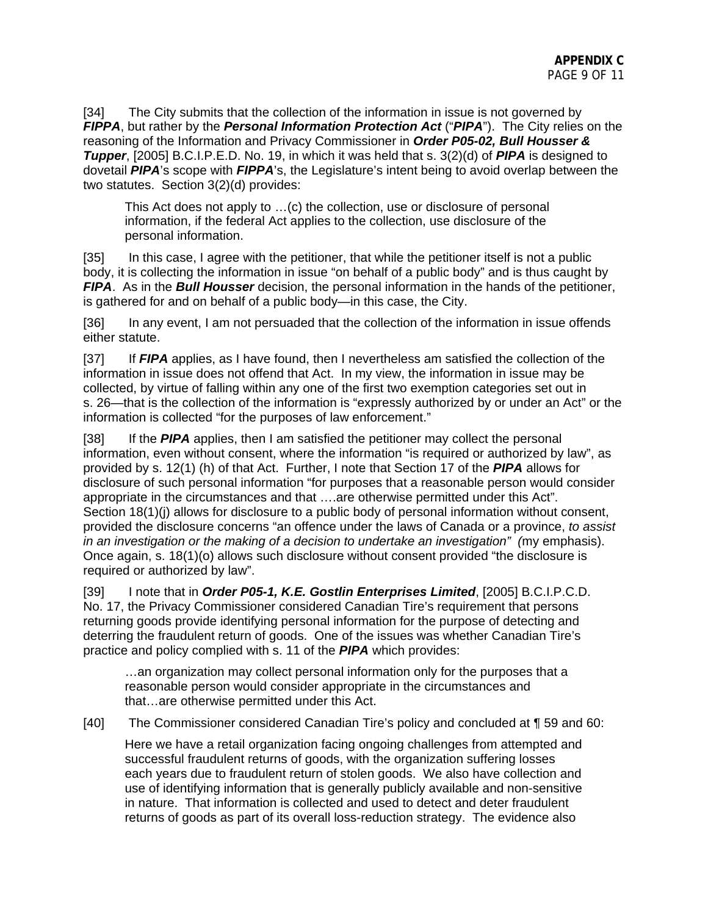[34] The City submits that the collection of the information in issue is not governed by ***FIPPA***, but rather by the ***Personal Information Protection Act*** ("***PIPA***"). The City relies on the reasoning of the Information and Privacy Commissioner in ***Order P05-02, Bull Housser & Tupper***, [2005] B.C.I.P.E.D. No. 19, in which it was held that s. 3(2)(d) of ***PIPA*** is designed to dovetail ***PIPA***'s scope with ***FIPPA***'s, the Legislature's intent being to avoid overlap between the two statutes. Section 3(2)(d) provides:

> This Act does not apply to …(c) the collection, use or disclosure of personal information, if the federal Act applies to the collection, use disclosure of the personal information.

[35] In this case, I agree with the petitioner, that while the petitioner itself is not a public body, it is collecting the information in issue "on behalf of a public body" and is thus caught by ***FIPA***. As in the ***Bull Housser*** decision, the personal information in the hands of the petitioner, is gathered for and on behalf of a public body—in this case, the City.

[36] In any event, I am not persuaded that the collection of the information in issue offends either statute.

[37] If ***FIPA*** applies, as I have found, then I nevertheless am satisfied the collection of the information in issue does not offend that Act. In my view, the information in issue may be collected, by virtue of falling within any one of the first two exemption categories set out in s. 26—that is the collection of the information is "expressly authorized by or under an Act" or the information is collected "for the purposes of law enforcement."

[38] If the ***PIPA*** applies, then I am satisfied the petitioner may collect the personal information, even without consent, where the information "is required or authorized by law", as provided by s. 12(1) (h) of that Act. Further, I note that Section 17 of the ***PIPA*** allows for disclosure of such personal information "for purposes that a reasonable person would consider appropriate in the circumstances and that ….are otherwise permitted under this Act". Section 18(1)(j) allows for disclosure to a public body of personal information without consent, provided the disclosure concerns "an offence under the laws of Canada or a province, *to assist in an investigation or the making of a decision to undertake an investigation" (*my emphasis). Once again, s. 18(1)(o) allows such disclosure without consent provided "the disclosure is required or authorized by law".

[39] I note that in ***Order P05-1, K.E. Gostlin Enterprises Limited***, [2005] B.C.I.P.C.D. No. 17, the Privacy Commissioner considered Canadian Tire's requirement that persons returning goods provide identifying personal information for the purpose of detecting and deterring the fraudulent return of goods. One of the issues was whether Canadian Tire's practice and policy complied with s. 11 of the ***PIPA*** which provides:

> …an organization may collect personal information only for the purposes that a reasonable person would consider appropriate in the circumstances and that…are otherwise permitted under this Act.

[40] The Commissioner considered Canadian Tire's policy and concluded at ¶ 59 and 60:

> Here we have a retail organization facing ongoing challenges from attempted and successful fraudulent returns of goods, with the organization suffering losses each years due to fraudulent return of stolen goods. We also have collection and use of identifying information that is generally publicly available and non-sensitive in nature. That information is collected and used to detect and deter fraudulent returns of goods as part of its overall loss-reduction strategy. The evidence also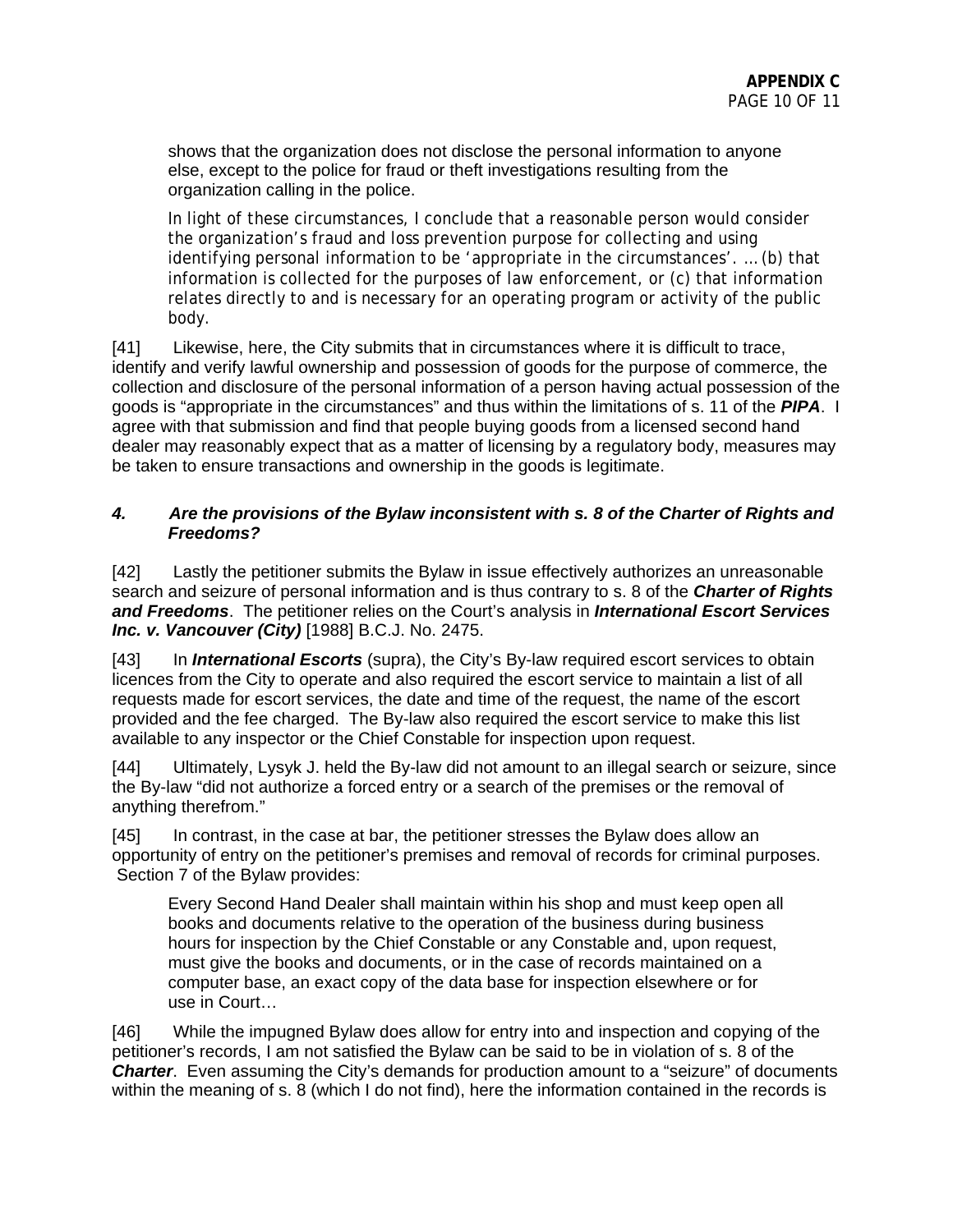shows that the organization does not disclose the personal information to anyone else, except to the police for fraud or theft investigations resulting from the organization calling in the police.

> In light of these circumstances, I conclude that a reasonable person would consider the organization's fraud and loss prevention purpose for collecting and using identifying personal information to be 'appropriate in the circumstances'. … (b) that information is collected for the purposes of law enforcement, or (c) that information relates directly to and is necessary for an operating program or activity of the public body.

[41] Likewise, here, the City submits that in circumstances where it is difficult to trace, identify and verify lawful ownership and possession of goods for the purpose of commerce, the collection and disclosure of the personal information of a person having actual possession of the goods is "appropriate in the circumstances" and thus within the limitations of s. 11 of the ***PIPA***. I agree with that submission and find that people buying goods from a licensed second hand dealer may reasonably expect that as a matter of licensing by a regulatory body, measures may be taken to ensure transactions and ownership in the goods is legitimate.

### *4. Are the provisions of the Bylaw inconsistent with s. 8 of the Charter of Rights and Freedoms?*

[42] Lastly the petitioner submits the Bylaw in issue effectively authorizes an unreasonable search and seizure of personal information and is thus contrary to s. 8 of the ***Charter of Rights and Freedoms***. The petitioner relies on the Court's analysis in ***International Escort Services Inc. v. Vancouver (City)*** [1988] B.C.J. No. 2475.

[43] In ***International Escorts*** (supra), the City's By-law required escort services to obtain licences from the City to operate and also required the escort service to maintain a list of all requests made for escort services, the date and time of the request, the name of the escort provided and the fee charged. The By-law also required the escort service to make this list available to any inspector or the Chief Constable for inspection upon request.

[44] Ultimately, Lysyk J. held the By-law did not amount to an illegal search or seizure, since the By-law "did not authorize a forced entry or a search of the premises or the removal of anything therefrom."

[45] In contrast, in the case at bar, the petitioner stresses the Bylaw does allow an opportunity of entry on the petitioner's premises and removal of records for criminal purposes. Section 7 of the Bylaw provides:

> Every Second Hand Dealer shall maintain within his shop and must keep open all books and documents relative to the operation of the business during business hours for inspection by the Chief Constable or any Constable and, upon request, must give the books and documents, or in the case of records maintained on a computer base, an exact copy of the data base for inspection elsewhere or for use in Court…

[46] While the impugned Bylaw does allow for entry into and inspection and copying of the petitioner's records, I am not satisfied the Bylaw can be said to be in violation of s. 8 of the ***Charter***. Even assuming the City's demands for production amount to a "seizure" of documents within the meaning of s. 8 (which I do not find), here the information contained in the records is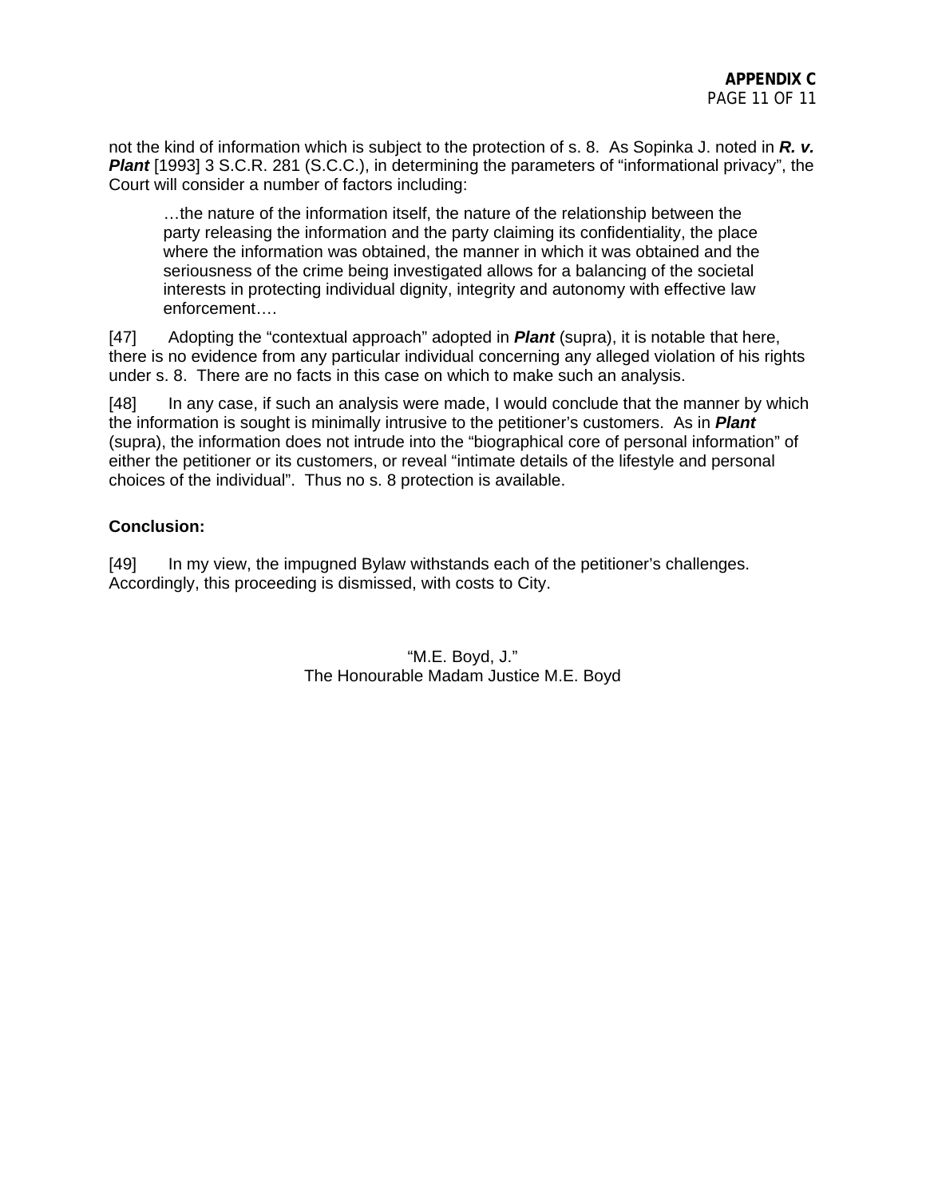not the kind of information which is subject to the protection of s. 8. As Sopinka J. noted in ***R. v. Plant*** [1993] 3 S.C.R. 281 (S.C.C.), in determining the parameters of "informational privacy", the Court will consider a number of factors including:

> …the nature of the information itself, the nature of the relationship between the party releasing the information and the party claiming its confidentiality, the place where the information was obtained, the manner in which it was obtained and the seriousness of the crime being investigated allows for a balancing of the societal interests in protecting individual dignity, integrity and autonomy with effective law enforcement….

[47] Adopting the "contextual approach" adopted in ***Plant*** (supra), it is notable that here, there is no evidence from any particular individual concerning any alleged violation of his rights under s. 8. There are no facts in this case on which to make such an analysis.

[48] In any case, if such an analysis were made, I would conclude that the manner by which the information is sought is minimally intrusive to the petitioner's customers. As in ***Plant*** (supra), the information does not intrude into the "biographical core of personal information" of either the petitioner or its customers, or reveal "intimate details of the lifestyle and personal choices of the individual". Thus no s. 8 protection is available.

**Conclusion:**

[49] In my view, the impugned Bylaw withstands each of the petitioner's challenges. Accordingly, this proceeding is dismissed, with costs to City.

"M.E. Boyd, J."
The Honourable Madam Justice M.E. Boyd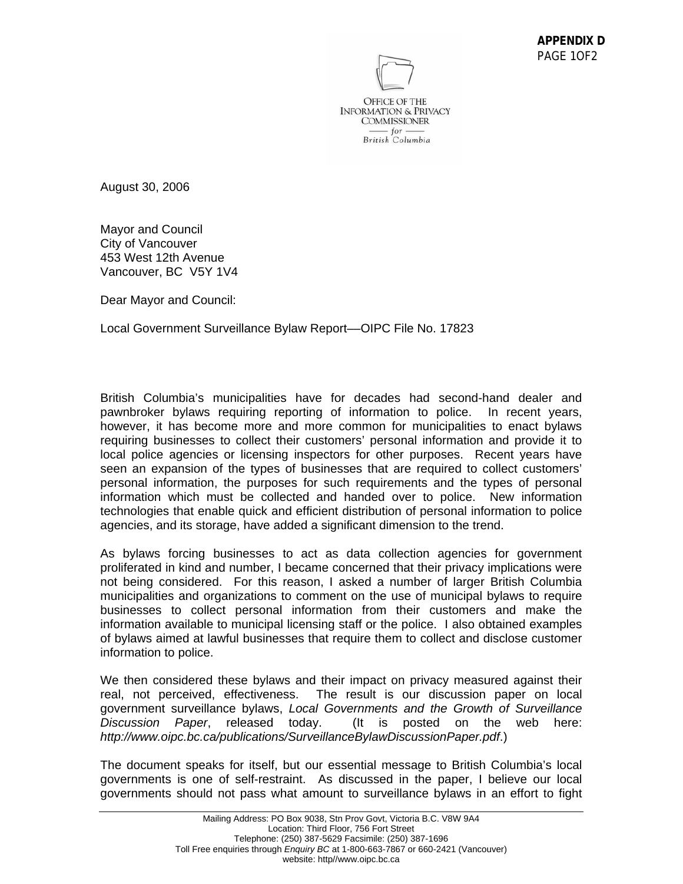**APPENDIX D**
PAGE 1OF2

OFFICE OF THE
INFORMATION & PRIVACY
COMMISSIONER
— for —
British Columbia

August 30, 2006

Mayor and Council
City of Vancouver
453 West 12th Avenue
Vancouver, BC V5Y 1V4

Dear Mayor and Council:

Local Government Surveillance Bylaw Report—OIPC File No. 17823

British Columbia's municipalities have for decades had second-hand dealer and pawnbroker bylaws requiring reporting of information to police. In recent years, however, it has become more and more common for municipalities to enact bylaws requiring businesses to collect their customers' personal information and provide it to local police agencies or licensing inspectors for other purposes. Recent years have seen an expansion of the types of businesses that are required to collect customers' personal information, the purposes for such requirements and the types of personal information which must be collected and handed over to police. New information technologies that enable quick and efficient distribution of personal information to police agencies, and its storage, have added a significant dimension to the trend.

As bylaws forcing businesses to act as data collection agencies for government proliferated in kind and number, I became concerned that their privacy implications were not being considered. For this reason, I asked a number of larger British Columbia municipalities and organizations to comment on the use of municipal bylaws to require businesses to collect personal information from their customers and make the information available to municipal licensing staff or the police. I also obtained examples of bylaws aimed at lawful businesses that require them to collect and disclose customer information to police.

We then considered these bylaws and their impact on privacy measured against their real, not perceived, effectiveness. The result is our discussion paper on local government surveillance bylaws, *Local Governments and the Growth of Surveillance Discussion Paper*, released today. (It is posted on the web here: *http://www.oipc.bc.ca/publications/SurveillanceBylawDiscussionPaper.pdf*.)

The document speaks for itself, but our essential message to British Columbia's local governments is one of self-restraint. As discussed in the paper, I believe our local governments should not pass what amount to surveillance bylaws in an effort to fight

Mailing Address: PO Box 9038, Stn Prov Govt, Victoria B.C. V8W 9A4
Location: Third Floor, 756 Fort Street
Telephone: (250) 387-5629 Facsimile: (250) 387-1696
Toll Free enquiries through *Enquiry BC* at 1-800-663-7867 or 660-2421 (Vancouver)
website: http//www.oipc.bc.ca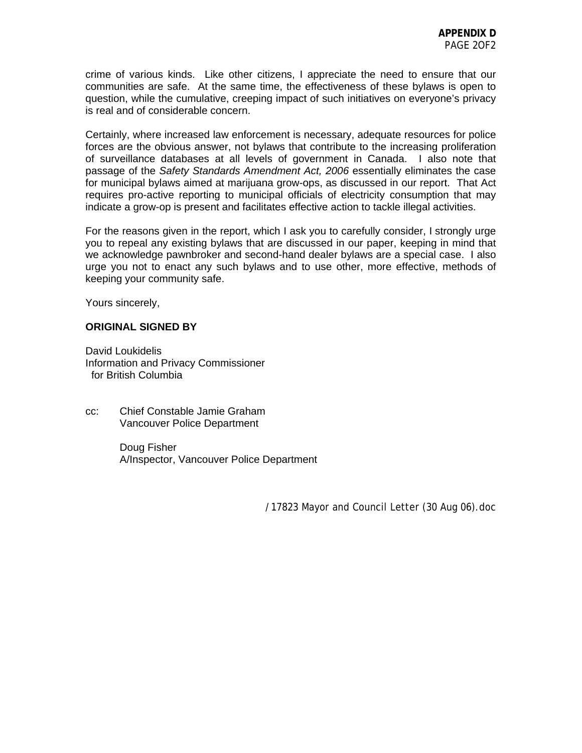crime of various kinds. Like other citizens, I appreciate the need to ensure that our communities are safe. At the same time, the effectiveness of these bylaws is open to question, while the cumulative, creeping impact of such initiatives on everyone's privacy is real and of considerable concern.

Certainly, where increased law enforcement is necessary, adequate resources for police forces are the obvious answer, not bylaws that contribute to the increasing proliferation of surveillance databases at all levels of government in Canada. I also note that passage of the *Safety Standards Amendment Act, 2006* essentially eliminates the case for municipal bylaws aimed at marijuana grow-ops, as discussed in our report. That Act requires pro-active reporting to municipal officials of electricity consumption that may indicate a grow-op is present and facilitates effective action to tackle illegal activities.

For the reasons given in the report, which I ask you to carefully consider, I strongly urge you to repeal any existing bylaws that are discussed in our paper, keeping in mind that we acknowledge pawnbroker and second-hand dealer bylaws are a special case. I also urge you not to enact any such bylaws and to use other, more effective, methods of keeping your community safe.

Yours sincerely,

**ORIGINAL SIGNED BY**

David Loukidelis
Information and Privacy Commissioner
for British Columbia

cc: Chief Constable Jamie Graham
Vancouver Police Department

Doug Fisher
A/Inspector, Vancouver Police Department

/17823 Mayor and Council Letter (30 Aug 06).doc